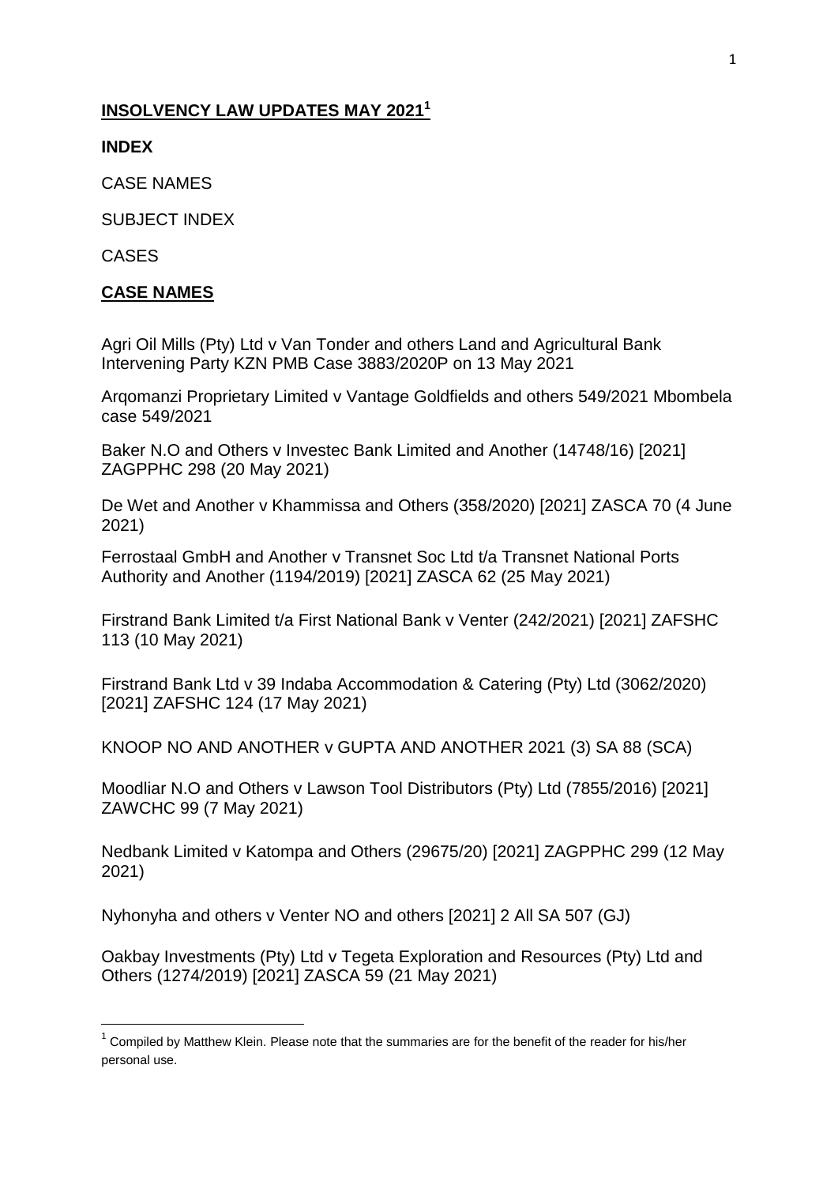# **INSOLVENCY LAW UPDATES MAY 2021**[1]

**INDEX**

CASE NAMES

SUBJECT INDEX

CASES

## **CASE NAMES**

Agri Oil Mills (Pty) Ltd v Van Tonder and others Land and Agricultural Bank Intervening Party KZN PMB Case 3883/2020P on 13 May 2021

Arqomanzi Proprietary Limited v Vantage Goldfields and others 549/2021 Mbombela case 549/2021

Baker N.O and Others v Investec Bank Limited and Another (14748/16) [2021] ZAGPPHC 298 (20 May 2021)

De Wet and Another v Khammissa and Others (358/2020) [2021] ZASCA 70 (4 June 2021)

Ferrostaal GmbH and Another v Transnet Soc Ltd t/a Transnet National Ports Authority and Another (1194/2019) [2021] ZASCA 62 (25 May 2021)

Firstrand Bank Limited t/a First National Bank v Venter (242/2021) [2021] ZAFSHC 113 (10 May 2021)

Firstrand Bank Ltd v 39 Indaba Accommodation & Catering (Pty) Ltd (3062/2020) [2021] ZAFSHC 124 (17 May 2021)

KNOOP NO AND ANOTHER v GUPTA AND ANOTHER 2021 (3) SA 88 (SCA)

Moodliar N.O and Others v Lawson Tool Distributors (Pty) Ltd (7855/2016) [2021] ZAWCHC 99 (7 May 2021)

Nedbank Limited v Katompa and Others (29675/20) [2021] ZAGPPHC 299 (12 May 2021)

Nyhonyha and others v Venter NO and others [2021] 2 All SA 507 (GJ)

Oakbay Investments (Pty) Ltd v Tegeta Exploration and Resources (Pty) Ltd and Others (1274/2019) [2021] ZASCA 59 (21 May 2021)

---

[1] Compiled by Matthew Klein. Please note that the summaries are for the benefit of the reader for his/her personal use.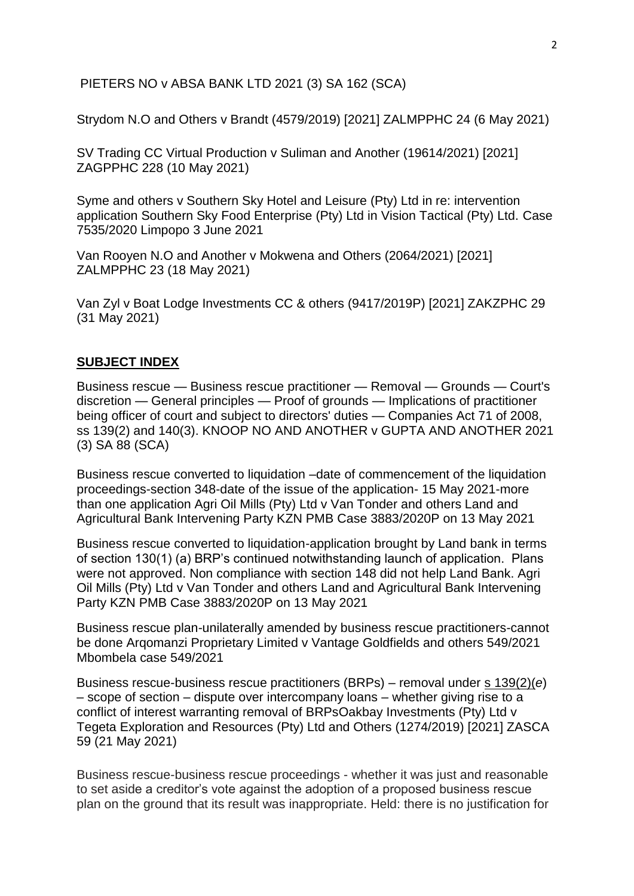PIETERS NO v ABSA BANK LTD 2021 (3) SA 162 (SCA)

Strydom N.O and Others v Brandt (4579/2019) [2021] ZALMPPHC 24 (6 May 2021)

SV Trading CC Virtual Production v Suliman and Another (19614/2021) [2021] ZAGPPHC 228 (10 May 2021)

Syme and others v Southern Sky Hotel and Leisure (Pty) Ltd in re: intervention application Southern Sky Food Enterprise (Pty) Ltd in Vision Tactical (Pty) Ltd. Case 7535/2020 Limpopo 3 June 2021

Van Rooyen N.O and Another v Mokwena and Others (2064/2021) [2021] ZALMPPHC 23 (18 May 2021)

Van Zyl v Boat Lodge Investments CC & others (9417/2019P) [2021] ZAKZPHC 29 (31 May 2021)

## **SUBJECT INDEX**

Business rescue — Business rescue practitioner — Removal — Grounds — Court's discretion — General principles — Proof of grounds — Implications of practitioner being officer of court and subject to directors' duties — Companies Act 71 of 2008, ss 139(2) and 140(3). KNOOP NO AND ANOTHER v GUPTA AND ANOTHER 2021 (3) SA 88 (SCA)

Business rescue converted to liquidation –date of commencement of the liquidation proceedings-section 348-date of the issue of the application- 15 May 2021-more than one application Agri Oil Mills (Pty) Ltd v Van Tonder and others Land and Agricultural Bank Intervening Party KZN PMB Case 3883/2020P on 13 May 2021

Business rescue converted to liquidation-application brought by Land bank in terms of section 130(1) (a) BRP's continued notwithstanding launch of application. Plans were not approved. Non compliance with section 148 did not help Land Bank. Agri Oil Mills (Pty) Ltd v Van Tonder and others Land and Agricultural Bank Intervening Party KZN PMB Case 3883/2020P on 13 May 2021

Business rescue plan-unilaterally amended by business rescue practitioners-cannot be done Arqomanzi Proprietary Limited v Vantage Goldfields and others 549/2021 Mbombela case 549/2021

Business rescue-business rescue practitioners (BRPs) – removal under s 139(2)(*e*) – scope of section – dispute over intercompany loans – whether giving rise to a conflict of interest warranting removal of BRPsOakbay Investments (Pty) Ltd v Tegeta Exploration and Resources (Pty) Ltd and Others (1274/2019) [2021] ZASCA 59 (21 May 2021)

Business rescue-business rescue proceedings - whether it was just and reasonable to set aside a creditor's vote against the adoption of a proposed business rescue plan on the ground that its result was inappropriate. Held: there is no justification for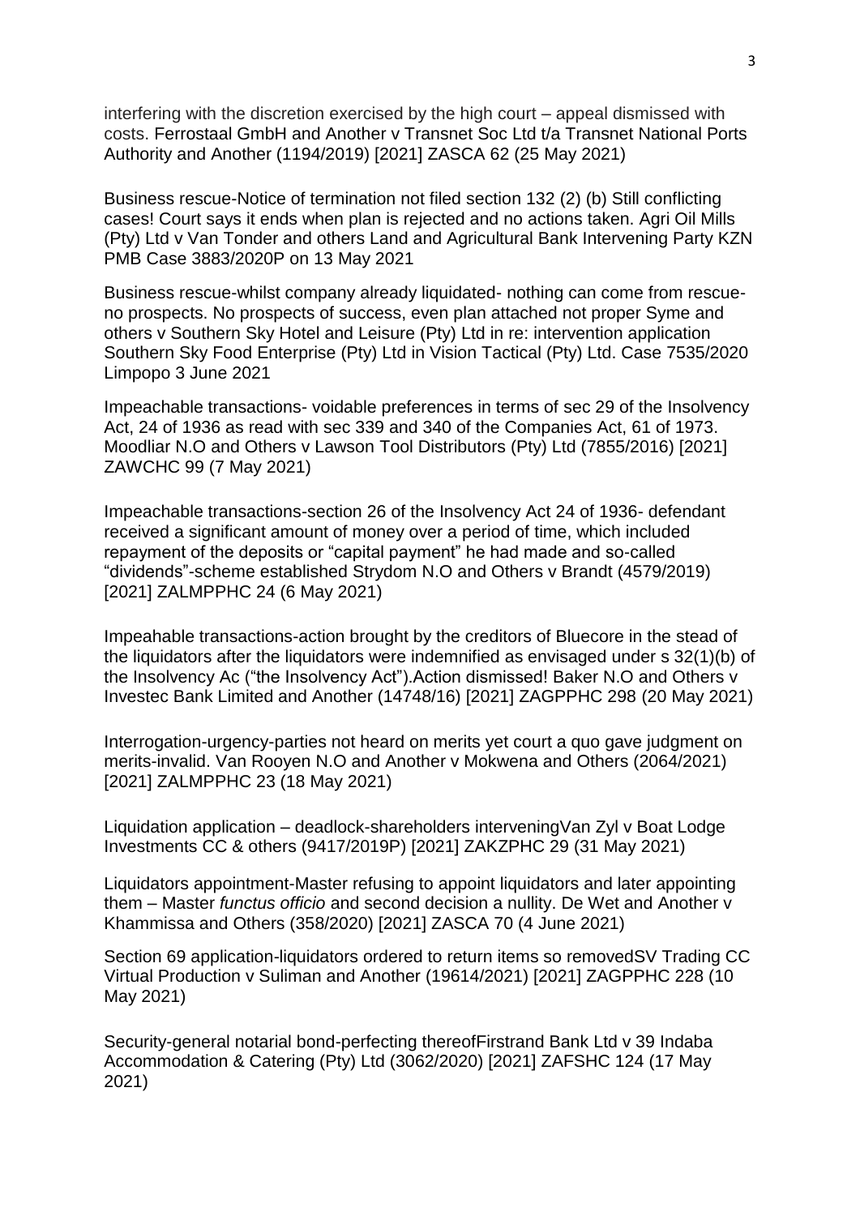interfering with the discretion exercised by the high court – appeal dismissed with costs. Ferrostaal GmbH and Another v Transnet Soc Ltd t/a Transnet National Ports Authority and Another (1194/2019) [2021] ZASCA 62 (25 May 2021)

Business rescue-Notice of termination not filed section 132 (2) (b) Still conflicting cases! Court says it ends when plan is rejected and no actions taken. Agri Oil Mills (Pty) Ltd v Van Tonder and others Land and Agricultural Bank Intervening Party KZN PMB Case 3883/2020P on 13 May 2021

Business rescue-whilst company already liquidated- nothing can come from rescue-no prospects. No prospects of success, even plan attached not proper Syme and others v Southern Sky Hotel and Leisure (Pty) Ltd in re: intervention application Southern Sky Food Enterprise (Pty) Ltd in Vision Tactical (Pty) Ltd. Case 7535/2020 Limpopo 3 June 2021

Impeachable transactions- voidable preferences in terms of sec 29 of the Insolvency Act, 24 of 1936 as read with sec 339 and 340 of the Companies Act, 61 of 1973. Moodliar N.O and Others v Lawson Tool Distributors (Pty) Ltd (7855/2016) [2021] ZAWCHC 99 (7 May 2021)

Impeachable transactions-section 26 of the Insolvency Act 24 of 1936- defendant received a significant amount of money over a period of time, which included repayment of the deposits or "capital payment" he had made and so-called "dividends"-scheme established Strydom N.O and Others v Brandt (4579/2019) [2021] ZALMPPHC 24 (6 May 2021)

Impeahable transactions-action brought by the creditors of Bluecore in the stead of the liquidators after the liquidators were indemnified as envisaged under s 32(1)(b) of the Insolvency Ac ("the Insolvency Act").Action dismissed! Baker N.O and Others v Investec Bank Limited and Another (14748/16) [2021] ZAGPPHC 298 (20 May 2021)

Interrogation-urgency-parties not heard on merits yet court a quo gave judgment on merits-invalid. Van Rooyen N.O and Another v Mokwena and Others (2064/2021) [2021] ZALMPPHC 23 (18 May 2021)

Liquidation application – deadlock-shareholders interveningVan Zyl v Boat Lodge Investments CC & others (9417/2019P) [2021] ZAKZPHC 29 (31 May 2021)

Liquidators appointment-Master refusing to appoint liquidators and later appointing them – Master *functus officio* and second decision a nullity. De Wet and Another v Khammissa and Others (358/2020) [2021] ZASCA 70 (4 June 2021)

Section 69 application-liquidators ordered to return items so removedSV Trading CC Virtual Production v Suliman and Another (19614/2021) [2021] ZAGPPHC 228 (10 May 2021)

Security-general notarial bond-perfecting thereofFirstrand Bank Ltd v 39 Indaba Accommodation & Catering (Pty) Ltd (3062/2020) [2021] ZAFSHC 124 (17 May 2021)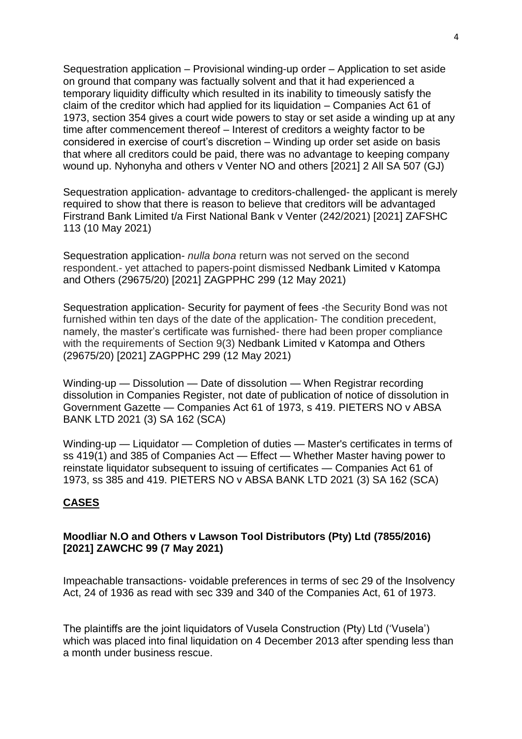Sequestration application – Provisional winding-up order – Application to set aside on ground that company was factually solvent and that it had experienced a temporary liquidity difficulty which resulted in its inability to timeously satisfy the claim of the creditor which had applied for its liquidation – Companies Act 61 of 1973, section 354 gives a court wide powers to stay or set aside a winding up at any time after commencement thereof – Interest of creditors a weighty factor to be considered in exercise of court's discretion – Winding up order set aside on basis that where all creditors could be paid, there was no advantage to keeping company wound up. Nyhonyha and others v Venter NO and others [2021] 2 All SA 507 (GJ)

Sequestration application- advantage to creditors-challenged- the applicant is merely required to show that there is reason to believe that creditors will be advantaged Firstrand Bank Limited t/a First National Bank v Venter (242/2021) [2021] ZAFSHC 113 (10 May 2021)

Sequestration application- *nulla bona* return was not served on the second respondent.- yet attached to papers-point dismissed Nedbank Limited v Katompa and Others (29675/20) [2021] ZAGPPHC 299 (12 May 2021)

Sequestration application- Security for payment of fees -the Security Bond was not furnished within ten days of the date of the application- The condition precedent, namely, the master's certificate was furnished- there had been proper compliance with the requirements of Section 9(3) Nedbank Limited v Katompa and Others (29675/20) [2021] ZAGPPHC 299 (12 May 2021)

Winding-up — Dissolution — Date of dissolution — When Registrar recording dissolution in Companies Register, not date of publication of notice of dissolution in Government Gazette — Companies Act 61 of 1973, s 419. PIETERS NO v ABSA BANK LTD 2021 (3) SA 162 (SCA)

Winding-up — Liquidator — Completion of duties — Master's certificates in terms of ss 419(1) and 385 of Companies Act — Effect — Whether Master having power to reinstate liquidator subsequent to issuing of certificates — Companies Act 61 of 1973, ss 385 and 419. PIETERS NO v ABSA BANK LTD 2021 (3) SA 162 (SCA)

## CASES

**Moodliar N.O and Others v Lawson Tool Distributors (Pty) Ltd (7855/2016) [2021] ZAWCHC 99 (7 May 2021)**

Impeachable transactions- voidable preferences in terms of sec 29 of the Insolvency Act, 24 of 1936 as read with sec 339 and 340 of the Companies Act, 61 of 1973.

The plaintiffs are the joint liquidators of Vusela Construction (Pty) Ltd ('Vusela') which was placed into final liquidation on 4 December 2013 after spending less than a month under business rescue.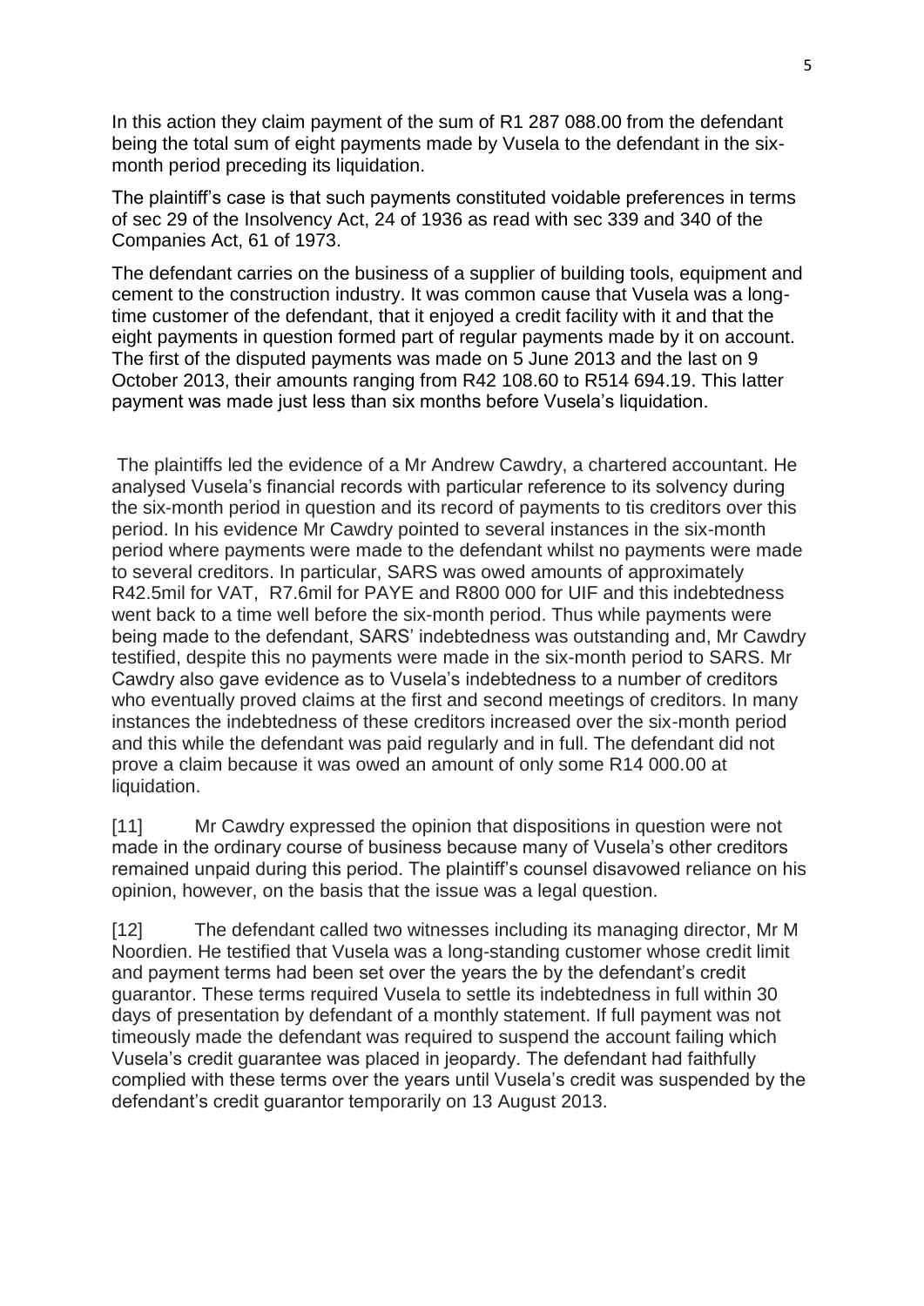In this action they claim payment of the sum of R1 287 088.00 from the defendant being the total sum of eight payments made by Vusela to the defendant in the six-month period preceding its liquidation.

The plaintiff's case is that such payments constituted voidable preferences in terms of sec 29 of the Insolvency Act, 24 of 1936 as read with sec 339 and 340 of the Companies Act, 61 of 1973.

The defendant carries on the business of a supplier of building tools, equipment and cement to the construction industry. It was common cause that Vusela was a long-time customer of the defendant, that it enjoyed a credit facility with it and that the eight payments in question formed part of regular payments made by it on account. The first of the disputed payments was made on 5 June 2013 and the last on 9 October 2013, their amounts ranging from R42 108.60 to R514 694.19. This latter payment was made just less than six months before Vusela's liquidation.

The plaintiffs led the evidence of a Mr Andrew Cawdry, a chartered accountant. He analysed Vusela's financial records with particular reference to its solvency during the six-month period in question and its record of payments to tis creditors over this period. In his evidence Mr Cawdry pointed to several instances in the six-month period where payments were made to the defendant whilst no payments were made to several creditors. In particular, SARS was owed amounts of approximately R42.5mil for VAT, R7.6mil for PAYE and R800 000 for UIF and this indebtedness went back to a time well before the six-month period. Thus while payments were being made to the defendant, SARS' indebtedness was outstanding and, Mr Cawdry testified, despite this no payments were made in the six-month period to SARS. Mr Cawdry also gave evidence as to Vusela's indebtedness to a number of creditors who eventually proved claims at the first and second meetings of creditors. In many instances the indebtedness of these creditors increased over the six-month period and this while the defendant was paid regularly and in full. The defendant did not prove a claim because it was owed an amount of only some R14 000.00 at liquidation.

[11] Mr Cawdry expressed the opinion that dispositions in question were not made in the ordinary course of business because many of Vusela's other creditors remained unpaid during this period. The plaintiff's counsel disavowed reliance on his opinion, however, on the basis that the issue was a legal question.

[12] The defendant called two witnesses including its managing director, Mr M Noordien. He testified that Vusela was a long-standing customer whose credit limit and payment terms had been set over the years the by the defendant's credit guarantor. These terms required Vusela to settle its indebtedness in full within 30 days of presentation by defendant of a monthly statement. If full payment was not timeously made the defendant was required to suspend the account failing which Vusela's credit guarantee was placed in jeopardy. The defendant had faithfully complied with these terms over the years until Vusela's credit was suspended by the defendant's credit guarantor temporarily on 13 August 2013.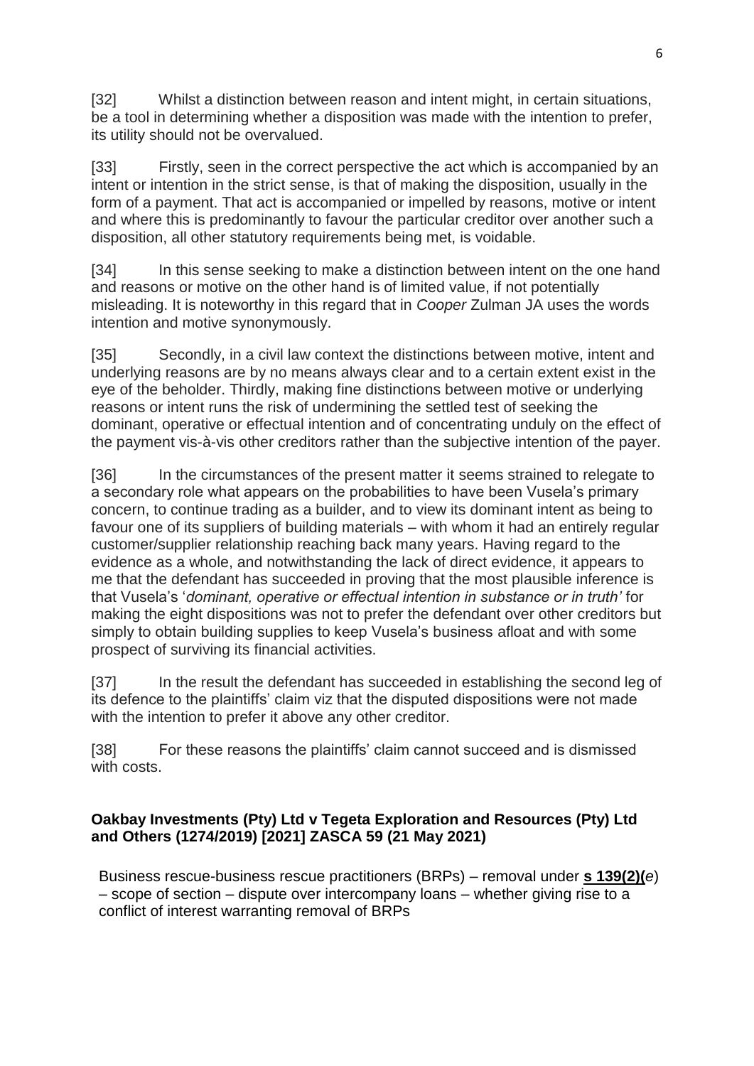[32] Whilst a distinction between reason and intent might, in certain situations, be a tool in determining whether a disposition was made with the intention to prefer, its utility should not be overvalued.

[33] Firstly, seen in the correct perspective the act which is accompanied by an intent or intention in the strict sense, is that of making the disposition, usually in the form of a payment. That act is accompanied or impelled by reasons, motive or intent and where this is predominantly to favour the particular creditor over another such a disposition, all other statutory requirements being met, is voidable.

[34] In this sense seeking to make a distinction between intent on the one hand and reasons or motive on the other hand is of limited value, if not potentially misleading. It is noteworthy in this regard that in *Cooper* Zulman JA uses the words intention and motive synonymously.

[35] Secondly, in a civil law context the distinctions between motive, intent and underlying reasons are by no means always clear and to a certain extent exist in the eye of the beholder. Thirdly, making fine distinctions between motive or underlying reasons or intent runs the risk of undermining the settled test of seeking the dominant, operative or effectual intention and of concentrating unduly on the effect of the payment vis-à-vis other creditors rather than the subjective intention of the payer.

[36] In the circumstances of the present matter it seems strained to relegate to a secondary role what appears on the probabilities to have been Vusela's primary concern, to continue trading as a builder, and to view its dominant intent as being to favour one of its suppliers of building materials – with whom it had an entirely regular customer/supplier relationship reaching back many years. Having regard to the evidence as a whole, and notwithstanding the lack of direct evidence, it appears to me that the defendant has succeeded in proving that the most plausible inference is that Vusela's '*dominant, operative or effectual intention in substance or in truth'* for making the eight dispositions was not to prefer the defendant over other creditors but simply to obtain building supplies to keep Vusela's business afloat and with some prospect of surviving its financial activities.

[37] In the result the defendant has succeeded in establishing the second leg of its defence to the plaintiffs' claim viz that the disputed dispositions were not made with the intention to prefer it above any other creditor.

[38] For these reasons the plaintiffs' claim cannot succeed and is dismissed with costs.

**Oakbay Investments (Pty) Ltd v Tegeta Exploration and Resources (Pty) Ltd and Others (1274/2019) [2021] ZASCA 59 (21 May 2021)**

Business rescue-business rescue practitioners (BRPs) – removal under **s 139(2)(***e*) – scope of section – dispute over intercompany loans – whether giving rise to a conflict of interest warranting removal of BRPs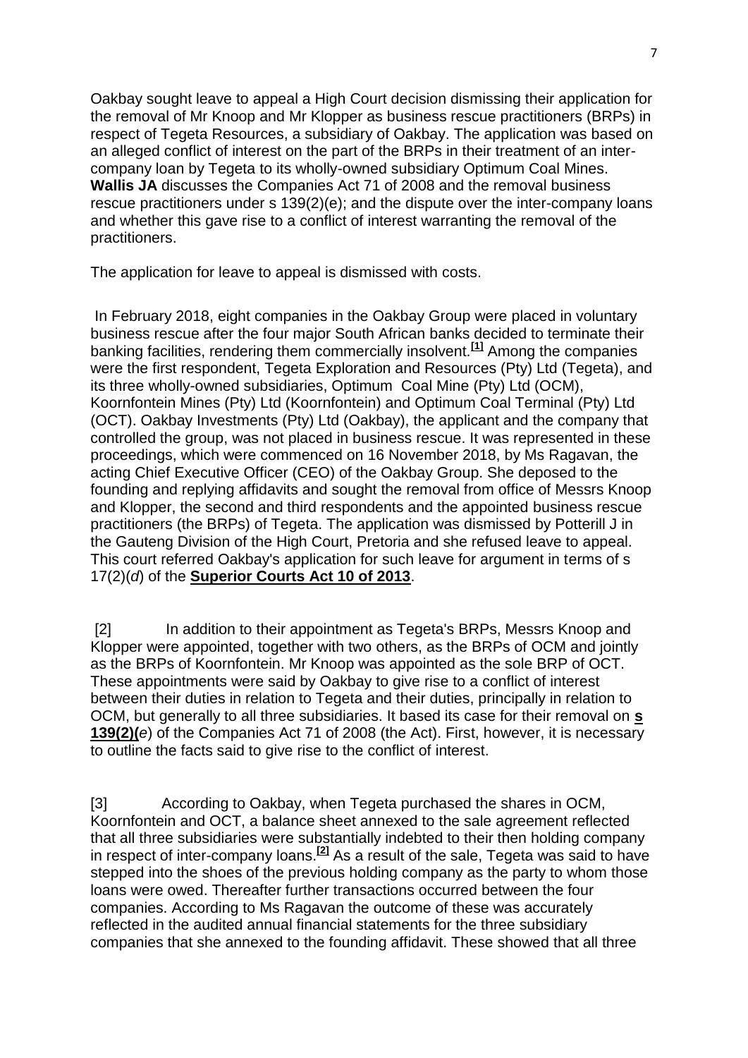Oakbay sought leave to appeal a High Court decision dismissing their application for the removal of Mr Knoop and Mr Klopper as business rescue practitioners (BRPs) in respect of Tegeta Resources, a subsidiary of Oakbay. The application was based on an alleged conflict of interest on the part of the BRPs in their treatment of an inter-company loan by Tegeta to its wholly-owned subsidiary Optimum Coal Mines. **Wallis JA** discusses the Companies Act 71 of 2008 and the removal business rescue practitioners under s 139(2)(e); and the dispute over the inter-company loans and whether this gave rise to a conflict of interest warranting the removal of the practitioners.

The application for leave to appeal is dismissed with costs.

In February 2018, eight companies in the Oakbay Group were placed in voluntary business rescue after the four major South African banks decided to terminate their banking facilities, rendering them commercially insolvent.[1] Among the companies were the first respondent, Tegeta Exploration and Resources (Pty) Ltd (Tegeta), and its three wholly-owned subsidiaries, Optimum Coal Mine (Pty) Ltd (OCM), Koornfontein Mines (Pty) Ltd (Koornfontein) and Optimum Coal Terminal (Pty) Ltd (OCT). Oakbay Investments (Pty) Ltd (Oakbay), the applicant and the company that controlled the group, was not placed in business rescue. It was represented in these proceedings, which were commenced on 16 November 2018, by Ms Ragavan, the acting Chief Executive Officer (CEO) of the Oakbay Group. She deposed to the founding and replying affidavits and sought the removal from office of Messrs Knoop and Klopper, the second and third respondents and the appointed business rescue practitioners (the BRPs) of Tegeta. The application was dismissed by Potterill J in the Gauteng Division of the High Court, Pretoria and she refused leave to appeal. This court referred Oakbay's application for such leave for argument in terms of s 17(2)(*d*) of the **Superior Courts Act 10 of 2013**.

[2] In addition to their appointment as Tegeta's BRPs, Messrs Knoop and Klopper were appointed, together with two others, as the BRPs of OCM and jointly as the BRPs of Koornfontein. Mr Knoop was appointed as the sole BRP of OCT. These appointments were said by Oakbay to give rise to a conflict of interest between their duties in relation to Tegeta and their duties, principally in relation to OCM, but generally to all three subsidiaries. It based its case for their removal on **s 139(2)(***e*) of the Companies Act 71 of 2008 (the Act). First, however, it is necessary to outline the facts said to give rise to the conflict of interest.

[3] According to Oakbay, when Tegeta purchased the shares in OCM, Koornfontein and OCT, a balance sheet annexed to the sale agreement reflected that all three subsidiaries were substantially indebted to their then holding company in respect of inter-company loans.[2] As a result of the sale, Tegeta was said to have stepped into the shoes of the previous holding company as the party to whom those loans were owed. Thereafter further transactions occurred between the four companies. According to Ms Ragavan the outcome of these was accurately reflected in the audited annual financial statements for the three subsidiary companies that she annexed to the founding affidavit. These showed that all three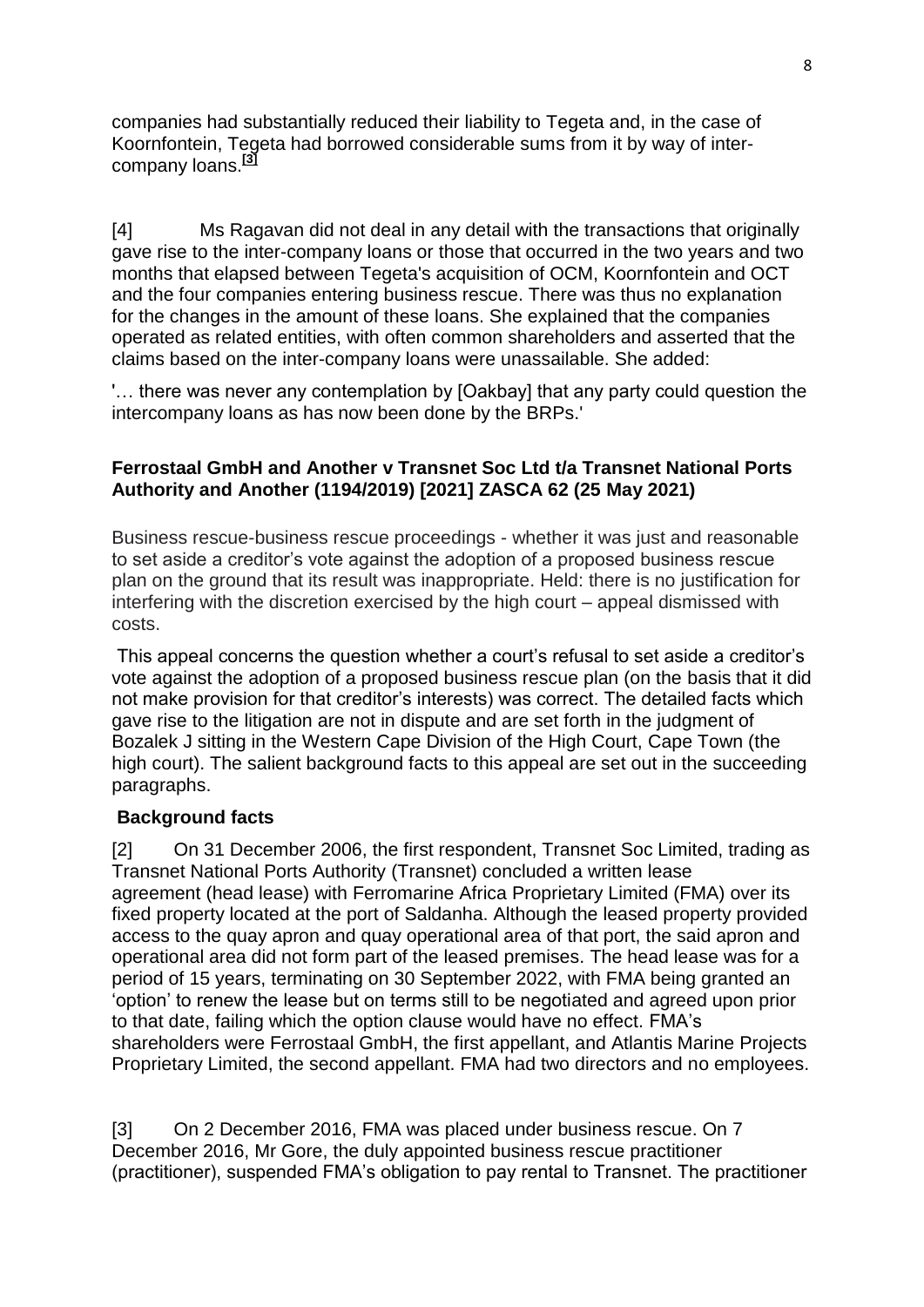companies had substantially reduced their liability to Tegeta and, in the case of Koornfontein, Tegeta had borrowed considerable sums from it by way of inter-company loans.[3]

[4] Ms Ragavan did not deal in any detail with the transactions that originally gave rise to the inter-company loans or those that occurred in the two years and two months that elapsed between Tegeta's acquisition of OCM, Koornfontein and OCT and the four companies entering business rescue. There was thus no explanation for the changes in the amount of these loans. She explained that the companies operated as related entities, with often common shareholders and asserted that the claims based on the inter-company loans were unassailable. She added:

'… there was never any contemplation by [Oakbay] that any party could question the intercompany loans as has now been done by the BRPs.'

**Ferrostaal GmbH and Another v Transnet Soc Ltd t/a Transnet National Ports Authority and Another (1194/2019) [2021] ZASCA 62 (25 May 2021)**

Business rescue-business rescue proceedings - whether it was just and reasonable to set aside a creditor's vote against the adoption of a proposed business rescue plan on the ground that its result was inappropriate. Held: there is no justification for interfering with the discretion exercised by the high court – appeal dismissed with costs.

This appeal concerns the question whether a court's refusal to set aside a creditor's vote against the adoption of a proposed business rescue plan (on the basis that it did not make provision for that creditor's interests) was correct. The detailed facts which gave rise to the litigation are not in dispute and are set forth in the judgment of Bozalek J sitting in the Western Cape Division of the High Court, Cape Town (the high court). The salient background facts to this appeal are set out in the succeeding paragraphs.

**Background facts**

[2] On 31 December 2006, the first respondent, Transnet Soc Limited, trading as Transnet National Ports Authority (Transnet) concluded a written lease agreement (head lease) with Ferromarine Africa Proprietary Limited (FMA) over its fixed property located at the port of Saldanha. Although the leased property provided access to the quay apron and quay operational area of that port, the said apron and operational area did not form part of the leased premises. The head lease was for a period of 15 years, terminating on 30 September 2022, with FMA being granted an 'option' to renew the lease but on terms still to be negotiated and agreed upon prior to that date, failing which the option clause would have no effect. FMA's shareholders were Ferrostaal GmbH, the first appellant, and Atlantis Marine Projects Proprietary Limited, the second appellant. FMA had two directors and no employees.

[3] On 2 December 2016, FMA was placed under business rescue. On 7 December 2016, Mr Gore, the duly appointed business rescue practitioner (practitioner), suspended FMA's obligation to pay rental to Transnet. The practitioner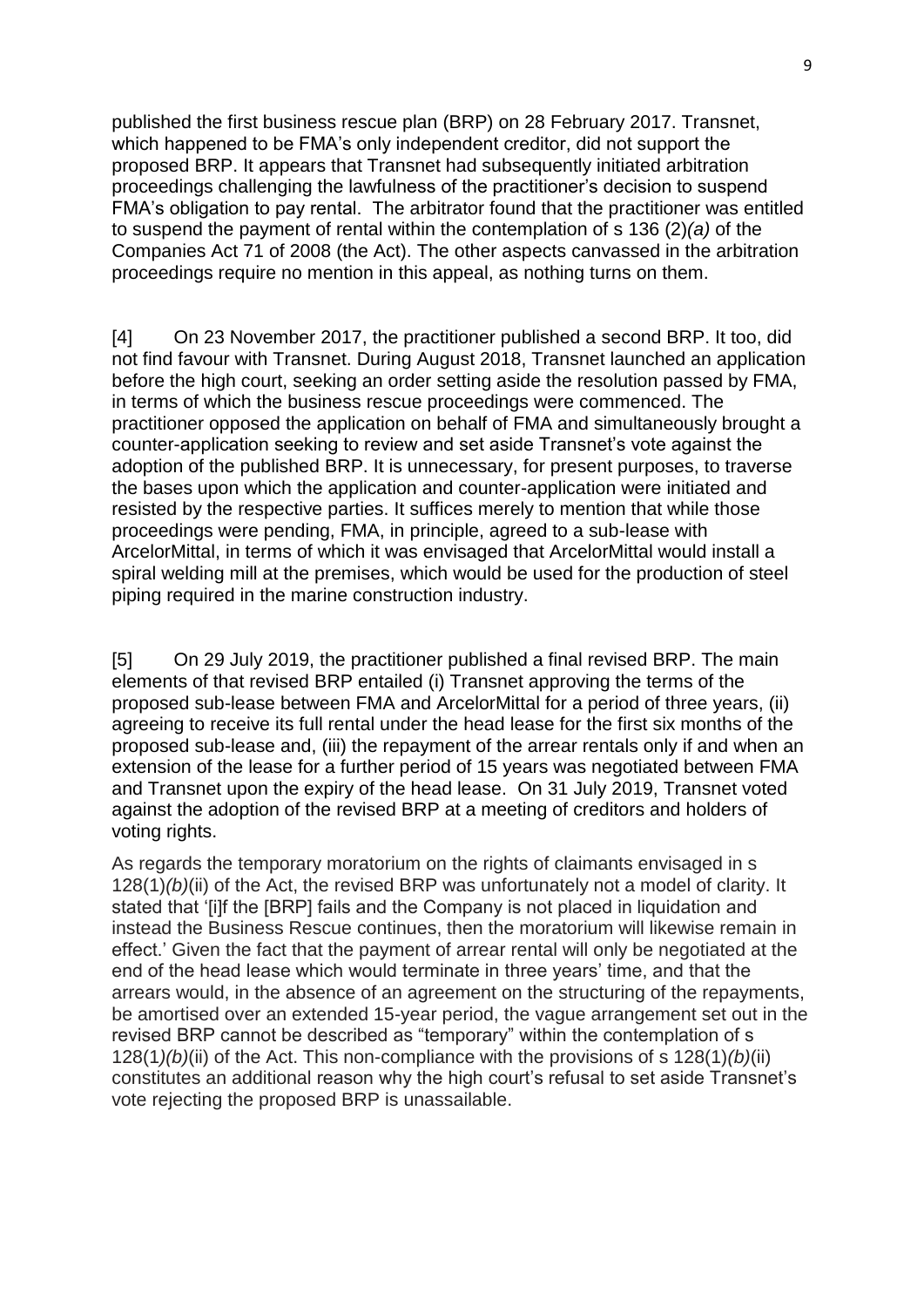published the first business rescue plan (BRP) on 28 February 2017. Transnet, which happened to be FMA's only independent creditor, did not support the proposed BRP. It appears that Transnet had subsequently initiated arbitration proceedings challenging the lawfulness of the practitioner's decision to suspend FMA's obligation to pay rental. The arbitrator found that the practitioner was entitled to suspend the payment of rental within the contemplation of s 136 (2)*(a)* of the Companies Act 71 of 2008 (the Act). The other aspects canvassed in the arbitration proceedings require no mention in this appeal, as nothing turns on them.

[4] On 23 November 2017, the practitioner published a second BRP. It too, did not find favour with Transnet. During August 2018, Transnet launched an application before the high court, seeking an order setting aside the resolution passed by FMA, in terms of which the business rescue proceedings were commenced. The practitioner opposed the application on behalf of FMA and simultaneously brought a counter-application seeking to review and set aside Transnet's vote against the adoption of the published BRP. It is unnecessary, for present purposes, to traverse the bases upon which the application and counter-application were initiated and resisted by the respective parties. It suffices merely to mention that while those proceedings were pending, FMA, in principle, agreed to a sub-lease with ArcelorMittal, in terms of which it was envisaged that ArcelorMittal would install a spiral welding mill at the premises, which would be used for the production of steel piping required in the marine construction industry.

[5] On 29 July 2019, the practitioner published a final revised BRP. The main elements of that revised BRP entailed (i) Transnet approving the terms of the proposed sub-lease between FMA and ArcelorMittal for a period of three years, (ii) agreeing to receive its full rental under the head lease for the first six months of the proposed sub-lease and, (iii) the repayment of the arrear rentals only if and when an extension of the lease for a further period of 15 years was negotiated between FMA and Transnet upon the expiry of the head lease. On 31 July 2019, Transnet voted against the adoption of the revised BRP at a meeting of creditors and holders of voting rights.

As regards the temporary moratorium on the rights of claimants envisaged in s 128(1)*(b)*(ii) of the Act, the revised BRP was unfortunately not a model of clarity. It stated that '[i]f the [BRP] fails and the Company is not placed in liquidation and instead the Business Rescue continues, then the moratorium will likewise remain in effect.' Given the fact that the payment of arrear rental will only be negotiated at the end of the head lease which would terminate in three years' time, and that the arrears would, in the absence of an agreement on the structuring of the repayments, be amortised over an extended 15-year period, the vague arrangement set out in the revised BRP cannot be described as "temporary" within the contemplation of s 128(1)*(b)*(ii) of the Act. This non-compliance with the provisions of s 128(1)*(b)*(ii) constitutes an additional reason why the high court's refusal to set aside Transnet's vote rejecting the proposed BRP is unassailable.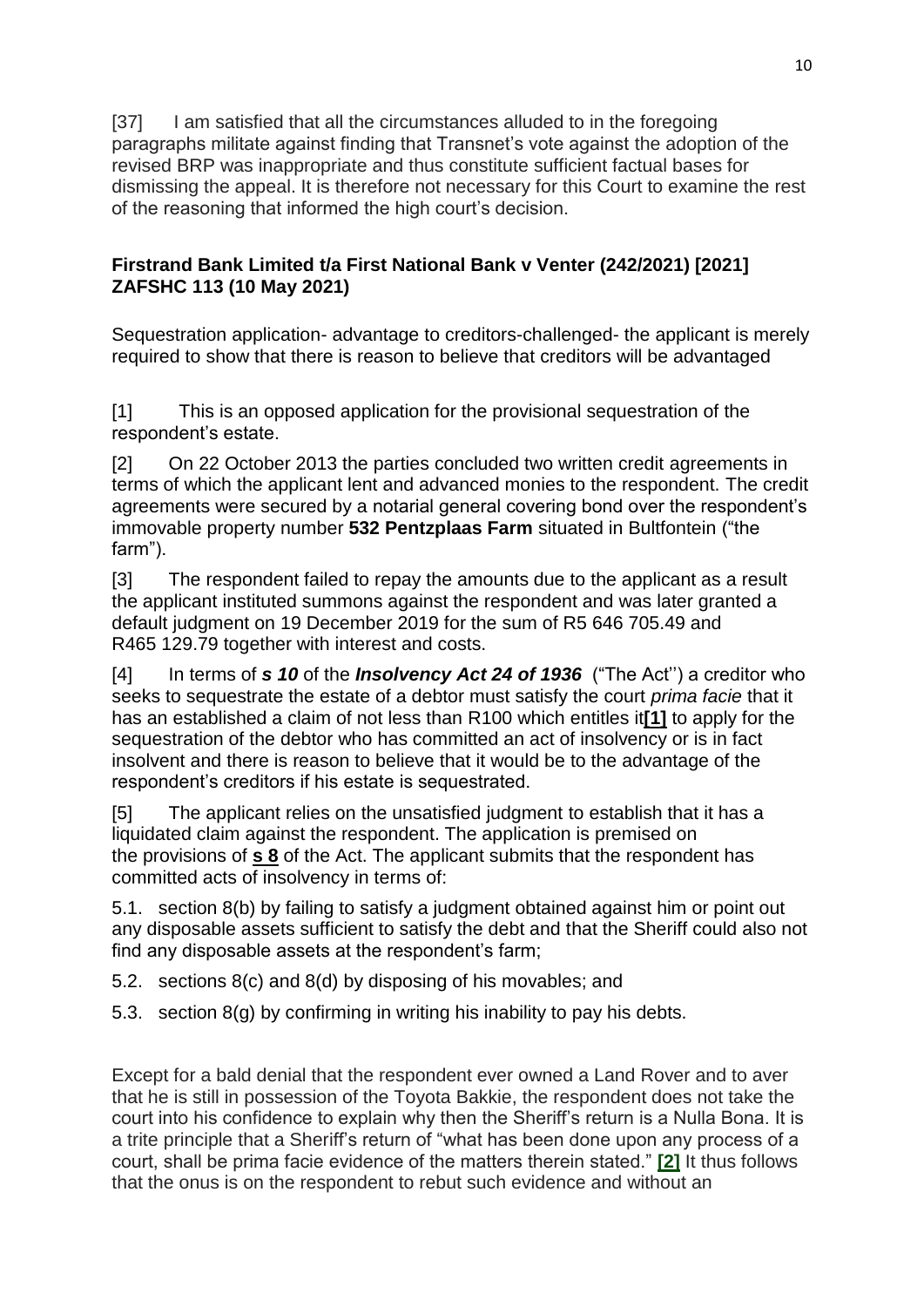[37] I am satisfied that all the circumstances alluded to in the foregoing paragraphs militate against finding that Transnet's vote against the adoption of the revised BRP was inappropriate and thus constitute sufficient factual bases for dismissing the appeal. It is therefore not necessary for this Court to examine the rest of the reasoning that informed the high court's decision.

**Firstrand Bank Limited t/a First National Bank v Venter (242/2021) [2021] ZAFSHC 113 (10 May 2021)**

Sequestration application- advantage to creditors-challenged- the applicant is merely required to show that there is reason to believe that creditors will be advantaged

[1] This is an opposed application for the provisional sequestration of the respondent's estate.

[2] On 22 October 2013 the parties concluded two written credit agreements in terms of which the applicant lent and advanced monies to the respondent. The credit agreements were secured by a notarial general covering bond over the respondent's immovable property number **532 Pentzplaas Farm** situated in Bultfontein ("the farm").

[3] The respondent failed to repay the amounts due to the applicant as a result the applicant instituted summons against the respondent and was later granted a default judgment on 19 December 2019 for the sum of R5 646 705.49 and R465 129.79 together with interest and costs.

[4] In terms of ***s 10*** of the ***Insolvency Act 24 of 1936*** ("The Act'') a creditor who seeks to sequestrate the estate of a debtor must satisfy the court *prima facie* that it has an established a claim of not less than R100 which entitles it**[1]** to apply for the sequestration of the debtor who has committed an act of insolvency or is in fact insolvent and there is reason to believe that it would be to the advantage of the respondent's creditors if his estate is sequestrated.

[5] The applicant relies on the unsatisfied judgment to establish that it has a liquidated claim against the respondent. The application is premised on the provisions of **s 8** of the Act. The applicant submits that the respondent has committed acts of insolvency in terms of:

5.1. section 8(b) by failing to satisfy a judgment obtained against him or point out any disposable assets sufficient to satisfy the debt and that the Sheriff could also not find any disposable assets at the respondent's farm;

5.2. sections 8(c) and 8(d) by disposing of his movables; and

5.3. section 8(g) by confirming in writing his inability to pay his debts.

Except for a bald denial that the respondent ever owned a Land Rover and to aver that he is still in possession of the Toyota Bakkie, the respondent does not take the court into his confidence to explain why then the Sheriff's return is a Nulla Bona. It is a trite principle that a Sheriff's return of "what has been done upon any process of a court, shall be prima facie evidence of the matters therein stated." **[2]** It thus follows that the onus is on the respondent to rebut such evidence and without an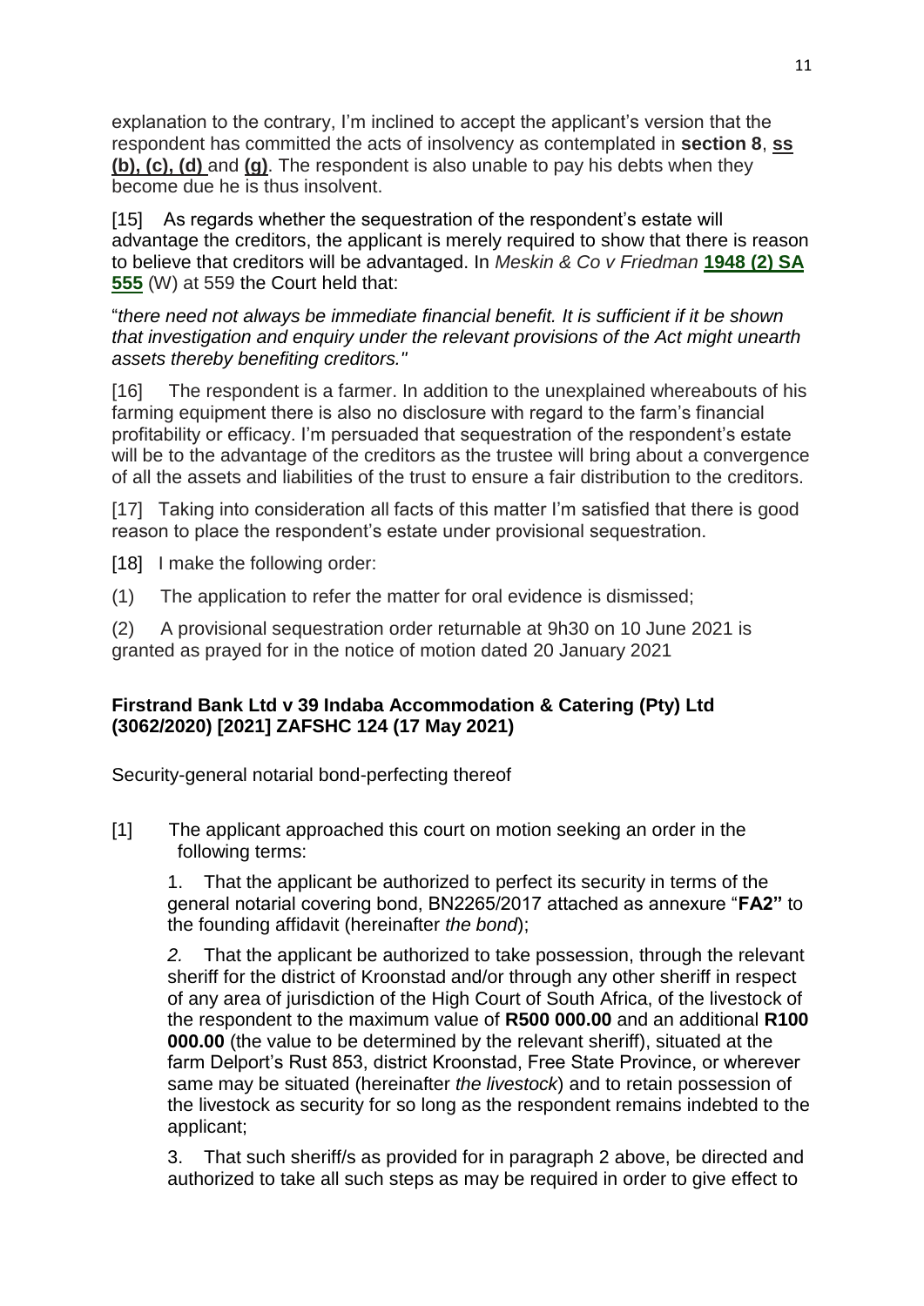explanation to the contrary, I'm inclined to accept the applicant's version that the respondent has committed the acts of insolvency as contemplated in **section 8**, **ss (b), (c), (d)** and **(g)**. The respondent is also unable to pay his debts when they become due he is thus insolvent.

[15] As regards whether the sequestration of the respondent's estate will advantage the creditors, the applicant is merely required to show that there is reason to believe that creditors will be advantaged. In *Meskin & Co v Friedman* **1948 (2) SA 555** (W) at 559 the Court held that:

"*there need not always be immediate financial benefit. It is sufficient if it be shown that investigation and enquiry under the relevant provisions of the Act might unearth assets thereby benefiting creditors."*

[16] The respondent is a farmer. In addition to the unexplained whereabouts of his farming equipment there is also no disclosure with regard to the farm's financial profitability or efficacy. I'm persuaded that sequestration of the respondent's estate will be to the advantage of the creditors as the trustee will bring about a convergence of all the assets and liabilities of the trust to ensure a fair distribution to the creditors.

[17] Taking into consideration all facts of this matter I'm satisfied that there is good reason to place the respondent's estate under provisional sequestration.

[18] I make the following order:

(1) The application to refer the matter for oral evidence is dismissed;

(2) A provisional sequestration order returnable at 9h30 on 10 June 2021 is granted as prayed for in the notice of motion dated 20 January 2021

**Firstrand Bank Ltd v 39 Indaba Accommodation & Catering (Pty) Ltd (3062/2020) [2021] ZAFSHC 124 (17 May 2021)**

Security-general notarial bond-perfecting thereof

[1] The applicant approached this court on motion seeking an order in the following terms:

1. That the applicant be authorized to perfect its security in terms of the general notarial covering bond, BN2265/2017 attached as annexure "**FA2"** to the founding affidavit (hereinafter *the bond*);

*2.* That the applicant be authorized to take possession, through the relevant sheriff for the district of Kroonstad and/or through any other sheriff in respect of any area of jurisdiction of the High Court of South Africa, of the livestock of the respondent to the maximum value of **R500 000.00** and an additional **R100 000.00** (the value to be determined by the relevant sheriff), situated at the farm Delport's Rust 853, district Kroonstad, Free State Province, or wherever same may be situated (hereinafter *the livestock*) and to retain possession of the livestock as security for so long as the respondent remains indebted to the applicant;

3. That such sheriff/s as provided for in paragraph 2 above, be directed and authorized to take all such steps as may be required in order to give effect to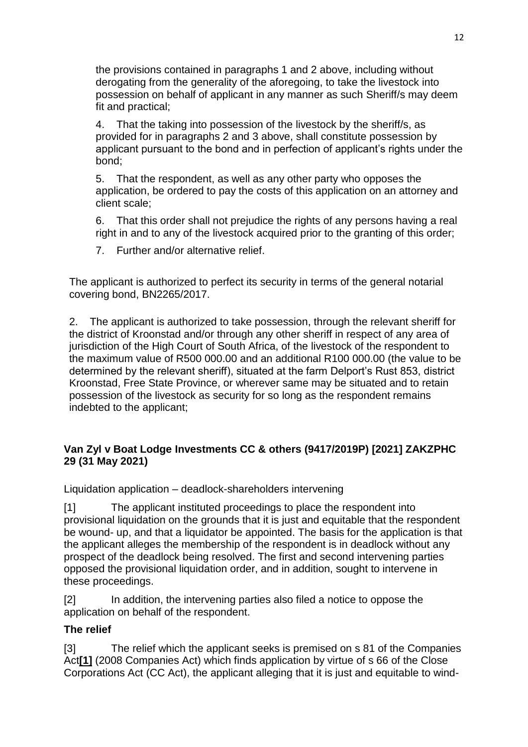the provisions contained in paragraphs 1 and 2 above, including without derogating from the generality of the aforegoing, to take the livestock into possession on behalf of applicant in any manner as such Sheriff/s may deem fit and practical;

4. That the taking into possession of the livestock by the sheriff/s, as provided for in paragraphs 2 and 3 above, shall constitute possession by applicant pursuant to the bond and in perfection of applicant's rights under the bond;

5. That the respondent, as well as any other party who opposes the application, be ordered to pay the costs of this application on an attorney and client scale;

6. That this order shall not prejudice the rights of any persons having a real right in and to any of the livestock acquired prior to the granting of this order;

7. Further and/or alternative relief.

The applicant is authorized to perfect its security in terms of the general notarial covering bond, BN2265/2017.

2. The applicant is authorized to take possession, through the relevant sheriff for the district of Kroonstad and/or through any other sheriff in respect of any area of jurisdiction of the High Court of South Africa, of the livestock of the respondent to the maximum value of R500 000.00 and an additional R100 000.00 (the value to be determined by the relevant sheriff), situated at the farm Delport's Rust 853, district Kroonstad, Free State Province, or wherever same may be situated and to retain possession of the livestock as security for so long as the respondent remains indebted to the applicant;

**Van Zyl v Boat Lodge Investments CC & others (9417/2019P) [2021] ZAKZPHC 29 (31 May 2021)**

Liquidation application – deadlock-shareholders intervening

[1] The applicant instituted proceedings to place the respondent into provisional liquidation on the grounds that it is just and equitable that the respondent be wound- up, and that a liquidator be appointed. The basis for the application is that the applicant alleges the membership of the respondent is in deadlock without any prospect of the deadlock being resolved. The first and second intervening parties opposed the provisional liquidation order, and in addition, sought to intervene in these proceedings.

[2] In addition, the intervening parties also filed a notice to oppose the application on behalf of the respondent.

**The relief**

[3] The relief which the applicant seeks is premised on s 81 of the Companies Act**[1]** (2008 Companies Act) which finds application by virtue of s 66 of the Close Corporations Act (CC Act), the applicant alleging that it is just and equitable to wind-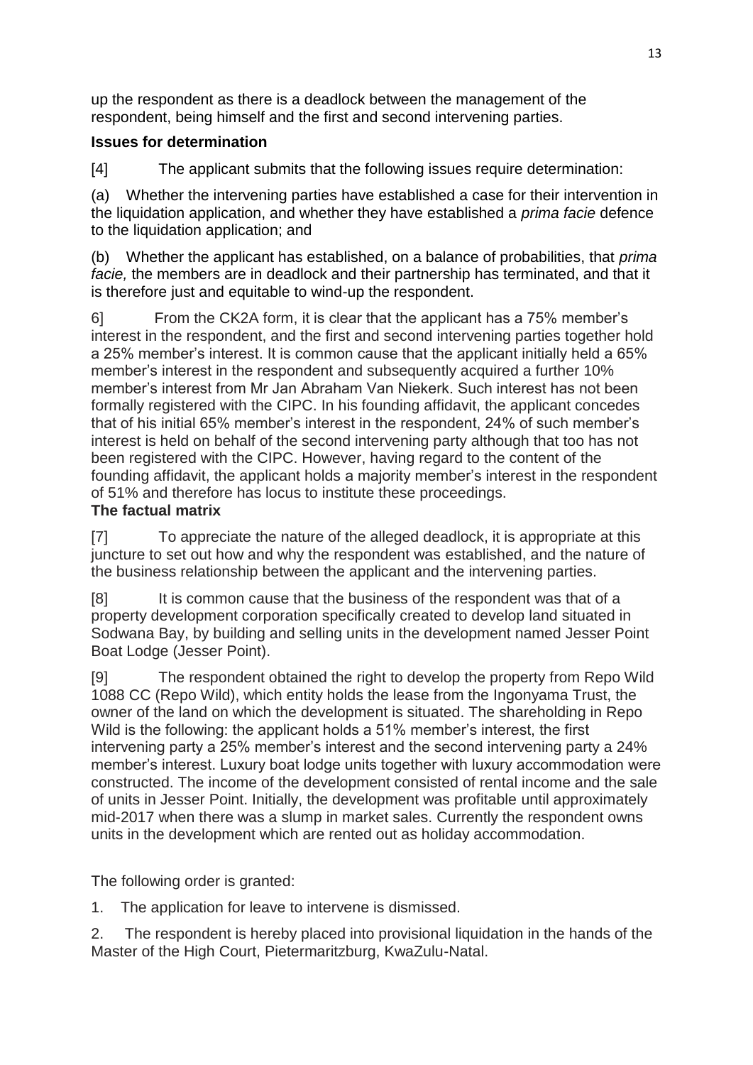up the respondent as there is a deadlock between the management of the respondent, being himself and the first and second intervening parties.

**Issues for determination**

[4] The applicant submits that the following issues require determination:

(a) Whether the intervening parties have established a case for their intervention in the liquidation application, and whether they have established a *prima facie* defence to the liquidation application; and

(b) Whether the applicant has established, on a balance of probabilities, that *prima facie,* the members are in deadlock and their partnership has terminated, and that it is therefore just and equitable to wind-up the respondent.

6] From the CK2A form, it is clear that the applicant has a 75% member's interest in the respondent, and the first and second intervening parties together hold a 25% member's interest. It is common cause that the applicant initially held a 65% member's interest in the respondent and subsequently acquired a further 10% member's interest from Mr Jan Abraham Van Niekerk. Such interest has not been formally registered with the CIPC. In his founding affidavit, the applicant concedes that of his initial 65% member's interest in the respondent, 24% of such member's interest is held on behalf of the second intervening party although that too has not been registered with the CIPC. However, having regard to the content of the founding affidavit, the applicant holds a majority member's interest in the respondent of 51% and therefore has locus to institute these proceedings.

**The factual matrix**

[7] To appreciate the nature of the alleged deadlock, it is appropriate at this juncture to set out how and why the respondent was established, and the nature of the business relationship between the applicant and the intervening parties.

[8] It is common cause that the business of the respondent was that of a property development corporation specifically created to develop land situated in Sodwana Bay, by building and selling units in the development named Jesser Point Boat Lodge (Jesser Point).

[9] The respondent obtained the right to develop the property from Repo Wild 1088 CC (Repo Wild), which entity holds the lease from the Ingonyama Trust, the owner of the land on which the development is situated. The shareholding in Repo Wild is the following: the applicant holds a 51% member's interest, the first intervening party a 25% member's interest and the second intervening party a 24% member's interest. Luxury boat lodge units together with luxury accommodation were constructed. The income of the development consisted of rental income and the sale of units in Jesser Point. Initially, the development was profitable until approximately mid-2017 when there was a slump in market sales. Currently the respondent owns units in the development which are rented out as holiday accommodation.

The following order is granted:

1. The application for leave to intervene is dismissed.

2. The respondent is hereby placed into provisional liquidation in the hands of the Master of the High Court, Pietermaritzburg, KwaZulu-Natal.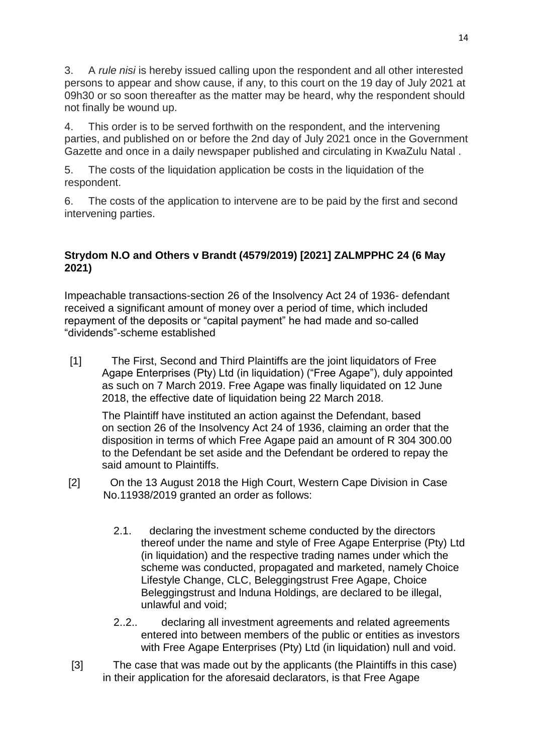3. A *rule nisi* is hereby issued calling upon the respondent and all other interested persons to appear and show cause, if any, to this court on the 19 day of July 2021 at 09h30 or so soon thereafter as the matter may be heard, why the respondent should not finally be wound up.

4. This order is to be served forthwith on the respondent, and the intervening parties, and published on or before the 2nd day of July 2021 once in the Government Gazette and once in a daily newspaper published and circulating in KwaZulu Natal .

5. The costs of the liquidation application be costs in the liquidation of the respondent.

6. The costs of the application to intervene are to be paid by the first and second intervening parties.

**Strydom N.O and Others v Brandt (4579/2019) [2021] ZALMPPHC 24 (6 May 2021)**

Impeachable transactions-section 26 of the Insolvency Act 24 of 1936- defendant received a significant amount of money over a period of time, which included repayment of the deposits or "capital payment" he had made and so-called "dividends"-scheme established

[1] The First, Second and Third Plaintiffs are the joint liquidators of Free Agape Enterprises (Pty) Ltd (in liquidation) ("Free Agape"), duly appointed as such on 7 March 2019. Free Agape was finally liquidated on 12 June 2018, the effective date of liquidation being 22 March 2018.

The Plaintiff have instituted an action against the Defendant, based on section 26 of the Insolvency Act 24 of 1936, claiming an order that the disposition in terms of which Free Agape paid an amount of R 304 300.00 to the Defendant be set aside and the Defendant be ordered to repay the said amount to Plaintiffs.

[2] On the 13 August 2018 the High Court, Western Cape Division in Case No.11938/2019 granted an order as follows:

2.1. declaring the investment scheme conducted by the directors thereof under the name and style of Free Agape Enterprise (Pty) Ltd (in liquidation) and the respective trading names under which the scheme was conducted, propagated and marketed, namely Choice Lifestyle Change, CLC, Beleggingstrust Free Agape, Choice Beleggingstrust and lnduna Holdings, are declared to be illegal, unlawful and void;

2..2.. declaring all investment agreements and related agreements entered into between members of the public or entities as investors with Free Agape Enterprises (Pty) Ltd (in liquidation) null and void.

[3] The case that was made out by the applicants (the Plaintiffs in this case) in their application for the aforesaid declarators, is that Free Agape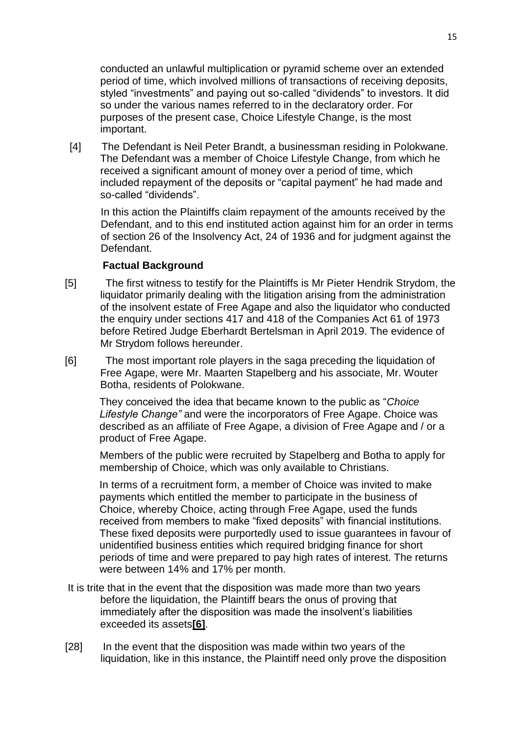conducted an unlawful multiplication or pyramid scheme over an extended period of time, which involved millions of transactions of receiving deposits, styled "investments" and paying out so-called "dividends" to investors. It did so under the various names referred to in the declaratory order. For purposes of the present case, Choice Lifestyle Change, is the most important.

[4] The Defendant is Neil Peter Brandt, a businessman residing in Polokwane. The Defendant was a member of Choice Lifestyle Change, from which he received a significant amount of money over a period of time, which included repayment of the deposits or "capital payment" he had made and so-called "dividends".

In this action the Plaintiffs claim repayment of the amounts received by the Defendant, and to this end instituted action against him for an order in terms of section 26 of the Insolvency Act, 24 of 1936 and for judgment against the Defendant.

**Factual Background**

[5] The first witness to testify for the Plaintiffs is Mr Pieter Hendrik Strydom, the liquidator primarily dealing with the litigation arising from the administration of the insolvent estate of Free Agape and also the liquidator who conducted the enquiry under sections 417 and 418 of the Companies Act 61 of 1973 before Retired Judge Eberhardt Bertelsman in April 2019. The evidence of Mr Strydom follows hereunder.

[6] The most important role players in the saga preceding the liquidation of Free Agape, were Mr. Maarten Stapelberg and his associate, Mr. Wouter Botha, residents of Polokwane.

They conceived the idea that became known to the public as "*Choice Lifestyle Change"* and were the incorporators of Free Agape. Choice was described as an affiliate of Free Agape, a division of Free Agape and / or a product of Free Agape.

Members of the public were recruited by Stapelberg and Botha to apply for membership of Choice, which was only available to Christians.

In terms of a recruitment form, a member of Choice was invited to make payments which entitled the member to participate in the business of Choice, whereby Choice, acting through Free Agape, used the funds received from members to make "fixed deposits" with financial institutions. These fixed deposits were purportedly used to issue guarantees in favour of unidentified business entities which required bridging finance for short periods of time and were prepared to pay high rates of interest. The returns were between 14% and 17% per month.

It is trite that in the event that the disposition was made more than two years before the liquidation, the Plaintiff bears the onus of proving that immediately after the disposition was made the insolvent's liabilities exceeded its assets**[6]**.

[28] In the event that the disposition was made within two years of the liquidation, like in this instance, the Plaintiff need only prove the disposition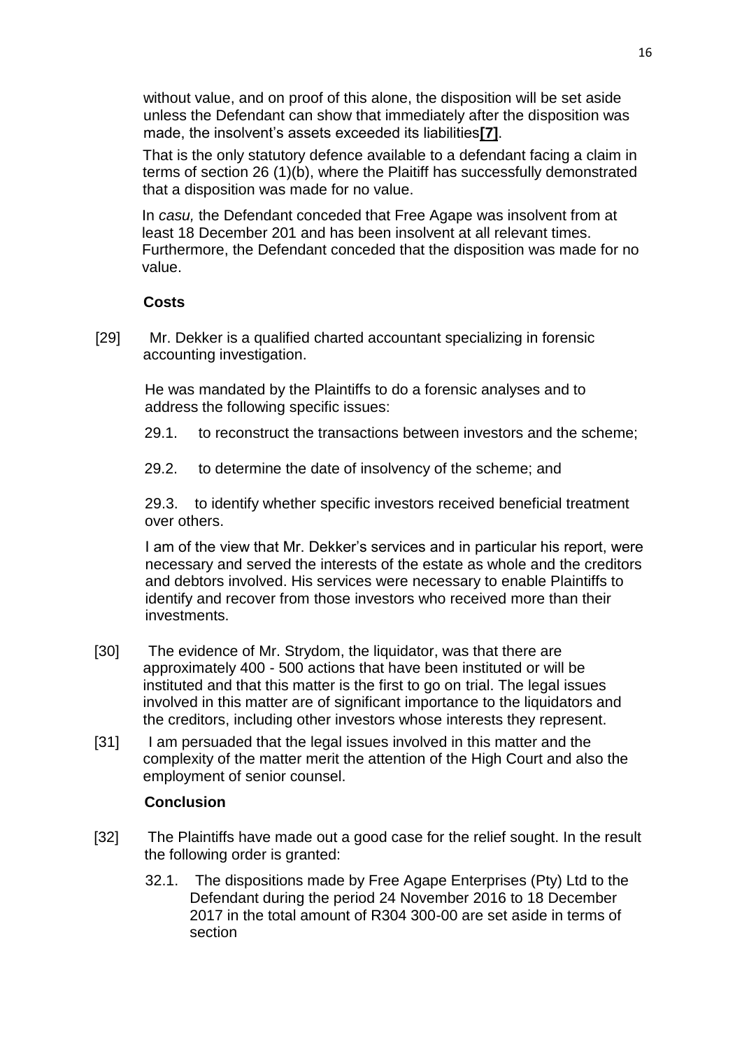without value, and on proof of this alone, the disposition will be set aside unless the Defendant can show that immediately after the disposition was made, the insolvent's assets exceeded its liabilities[7].

That is the only statutory defence available to a defendant facing a claim in terms of section 26 (1)(b), where the Plaitiff has successfully demonstrated that a disposition was made for no value.

In *casu,* the Defendant conceded that Free Agape was insolvent from at least 18 December 201 and has been insolvent at all relevant times. Furthermore, the Defendant conceded that the disposition was made for no value.

**Costs**

[29] Mr. Dekker is a qualified charted accountant specializing in forensic accounting investigation.

He was mandated by the Plaintiffs to do a forensic analyses and to address the following specific issues:

29.1. to reconstruct the transactions between investors and the scheme;

29.2. to determine the date of insolvency of the scheme; and

29.3. to identify whether specific investors received beneficial treatment over others.

I am of the view that Mr. Dekker's services and in particular his report, were necessary and served the interests of the estate as whole and the creditors and debtors involved. His services were necessary to enable Plaintiffs to identify and recover from those investors who received more than their investments.

[30] The evidence of Mr. Strydom, the liquidator, was that there are approximately 400 - 500 actions that have been instituted or will be instituted and that this matter is the first to go on trial. The legal issues involved in this matter are of significant importance to the liquidators and the creditors, including other investors whose interests they represent.

[31] I am persuaded that the legal issues involved in this matter and the complexity of the matter merit the attention of the High Court and also the employment of senior counsel.

**Conclusion**

[32] The Plaintiffs have made out a good case for the relief sought. In the result the following order is granted:

32.1. The dispositions made by Free Agape Enterprises (Pty) Ltd to the Defendant during the period 24 November 2016 to 18 December 2017 in the total amount of R304 300-00 are set aside in terms of section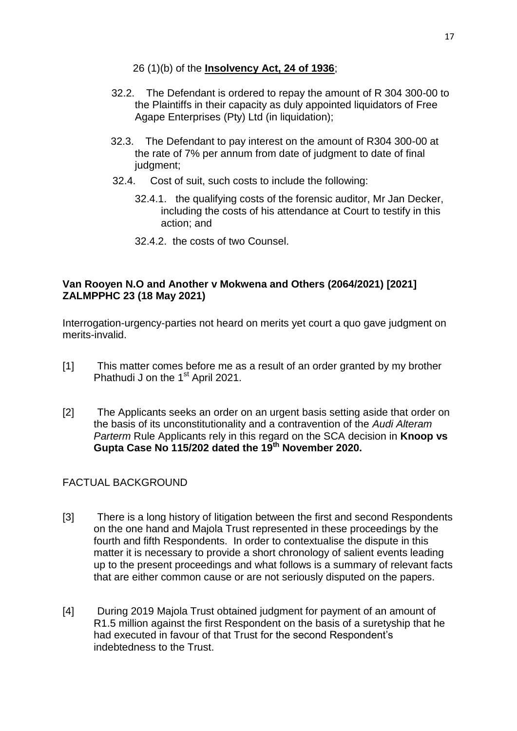26 (1)(b) of the **Insolvency Act, 24 of 1936**;

32.2. The Defendant is ordered to repay the amount of R 304 300-00 to the Plaintiffs in their capacity as duly appointed liquidators of Free Agape Enterprises (Pty) Ltd (in liquidation);

32.3. The Defendant to pay interest on the amount of R304 300-00 at the rate of 7% per annum from date of judgment to date of final judgment;

32.4. Cost of suit, such costs to include the following:

32.4.1. the qualifying costs of the forensic auditor, Mr Jan Decker, including the costs of his attendance at Court to testify in this action; and

32.4.2. the costs of two Counsel.

**Van Rooyen N.O and Another v Mokwena and Others (2064/2021) [2021] ZALMPPHC 23 (18 May 2021)**

Interrogation-urgency-parties not heard on merits yet court a quo gave judgment on merits-invalid.

[1] This matter comes before me as a result of an order granted by my brother Phathudi J on the 1st April 2021.

[2] The Applicants seeks an order on an urgent basis setting aside that order on the basis of its unconstitutionality and a contravention of the *Audi Alteram Parterm* Rule Applicants rely in this regard on the SCA decision in **Knoop vs Gupta Case No 115/202 dated the 19th November 2020.**

FACTUAL BACKGROUND

[3] There is a long history of litigation between the first and second Respondents on the one hand and Majola Trust represented in these proceedings by the fourth and fifth Respondents. In order to contextualise the dispute in this matter it is necessary to provide a short chronology of salient events leading up to the present proceedings and what follows is a summary of relevant facts that are either common cause or are not seriously disputed on the papers.

[4] During 2019 Majola Trust obtained judgment for payment of an amount of R1.5 million against the first Respondent on the basis of a suretyship that he had executed in favour of that Trust for the second Respondent's indebtedness to the Trust.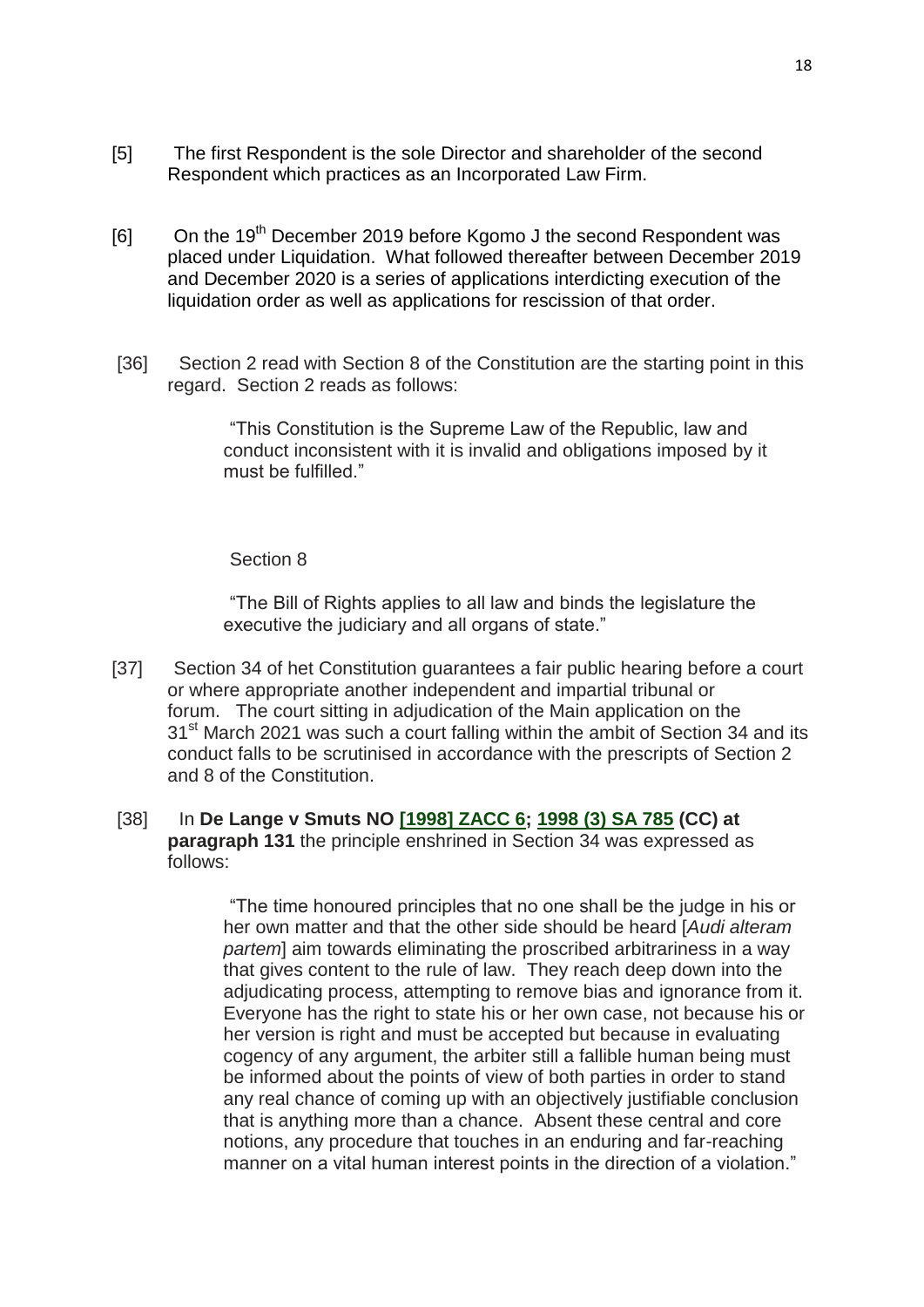[5] The first Respondent is the sole Director and shareholder of the second Respondent which practices as an Incorporated Law Firm.

[6] On the 19th December 2019 before Kgomo J the second Respondent was placed under Liquidation. What followed thereafter between December 2019 and December 2020 is a series of applications interdicting execution of the liquidation order as well as applications for rescission of that order.

[36] Section 2 read with Section 8 of the Constitution are the starting point in this regard. Section 2 reads as follows:

> "This Constitution is the Supreme Law of the Republic, law and conduct inconsistent with it is invalid and obligations imposed by it must be fulfilled."

> Section 8
>
> "The Bill of Rights applies to all law and binds the legislature the executive the judiciary and all organs of state."

[37] Section 34 of het Constitution guarantees a fair public hearing before a court or where appropriate another independent and impartial tribunal or forum. The court sitting in adjudication of the Main application on the 31st March 2021 was such a court falling within the ambit of Section 34 and its conduct falls to be scrutinised in accordance with the prescripts of Section 2 and 8 of the Constitution.

[38] In **De Lange v Smuts NO [1998] ZACC 6; 1998 (3) SA 785 (CC) at paragraph 131** the principle enshrined in Section 34 was expressed as follows:

> "The time honoured principles that no one shall be the judge in his or her own matter and that the other side should be heard [*Audi alteram partem*] aim towards eliminating the proscribed arbitrariness in a way that gives content to the rule of law. They reach deep down into the adjudicating process, attempting to remove bias and ignorance from it. Everyone has the right to state his or her own case, not because his or her version is right and must be accepted but because in evaluating cogency of any argument, the arbiter still a fallible human being must be informed about the points of view of both parties in order to stand any real chance of coming up with an objectively justifiable conclusion that is anything more than a chance. Absent these central and core notions, any procedure that touches in an enduring and far-reaching manner on a vital human interest points in the direction of a violation."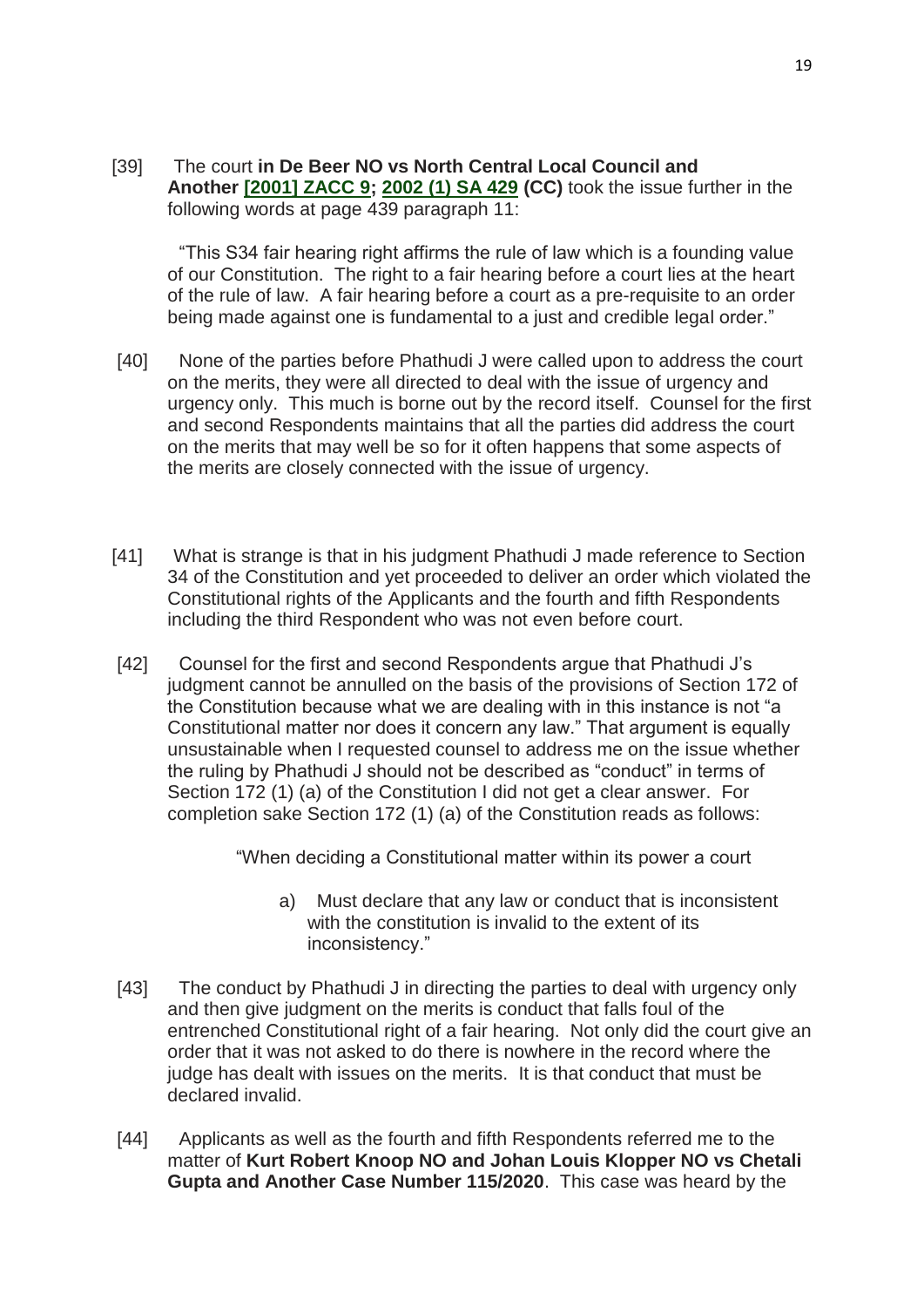[39] The court **in De Beer NO vs North Central Local Council and Another [2001] ZACC 9; 2002 (1) SA 429 (CC)** took the issue further in the following words at page 439 paragraph 11:

> "This S34 fair hearing right affirms the rule of law which is a founding value of our Constitution. The right to a fair hearing before a court lies at the heart of the rule of law. A fair hearing before a court as a pre-requisite to an order being made against one is fundamental to a just and credible legal order."

[40] None of the parties before Phathudi J were called upon to address the court on the merits, they were all directed to deal with the issue of urgency and urgency only. This much is borne out by the record itself. Counsel for the first and second Respondents maintains that all the parties did address the court on the merits that may well be so for it often happens that some aspects of the merits are closely connected with the issue of urgency.

[41] What is strange is that in his judgment Phathudi J made reference to Section 34 of the Constitution and yet proceeded to deliver an order which violated the Constitutional rights of the Applicants and the fourth and fifth Respondents including the third Respondent who was not even before court.

[42] Counsel for the first and second Respondents argue that Phathudi J's judgment cannot be annulled on the basis of the provisions of Section 172 of the Constitution because what we are dealing with in this instance is not "a Constitutional matter nor does it concern any law." That argument is equally unsustainable when I requested counsel to address me on the issue whether the ruling by Phathudi J should not be described as "conduct" in terms of Section 172 (1) (a) of the Constitution I did not get a clear answer. For completion sake Section 172 (1) (a) of the Constitution reads as follows:

> "When deciding a Constitutional matter within its power a court
>
> a) Must declare that any law or conduct that is inconsistent with the constitution is invalid to the extent of its inconsistency."

[43] The conduct by Phathudi J in directing the parties to deal with urgency only and then give judgment on the merits is conduct that falls foul of the entrenched Constitutional right of a fair hearing. Not only did the court give an order that it was not asked to do there is nowhere in the record where the judge has dealt with issues on the merits. It is that conduct that must be declared invalid.

[44] Applicants as well as the fourth and fifth Respondents referred me to the matter of **Kurt Robert Knoop NO and Johan Louis Klopper NO vs Chetali Gupta and Another Case Number 115/2020**. This case was heard by the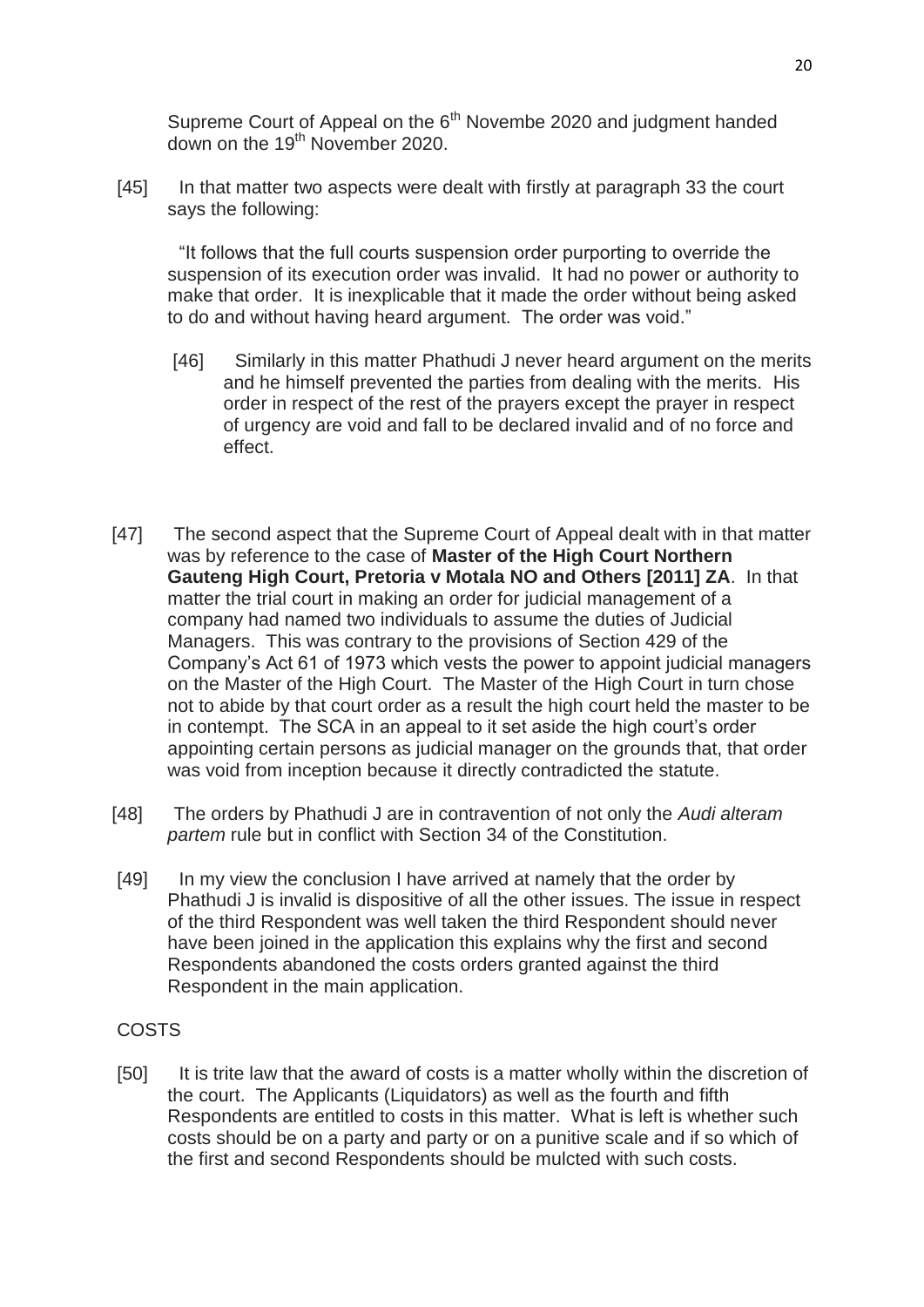Supreme Court of Appeal on the 6th Novembe 2020 and judgment handed down on the 19th November 2020.

[45] In that matter two aspects were dealt with firstly at paragraph 33 the court says the following:

> "It follows that the full courts suspension order purporting to override the suspension of its execution order was invalid. It had no power or authority to make that order. It is inexplicable that it made the order without being asked to do and without having heard argument. The order was void."

[46] Similarly in this matter Phathudi J never heard argument on the merits and he himself prevented the parties from dealing with the merits. His order in respect of the rest of the prayers except the prayer in respect of urgency are void and fall to be declared invalid and of no force and effect.

[47] The second aspect that the Supreme Court of Appeal dealt with in that matter was by reference to the case of **Master of the High Court Northern Gauteng High Court, Pretoria v Motala NO and Others [2011] ZA**. In that matter the trial court in making an order for judicial management of a company had named two individuals to assume the duties of Judicial Managers. This was contrary to the provisions of Section 429 of the Company's Act 61 of 1973 which vests the power to appoint judicial managers on the Master of the High Court. The Master of the High Court in turn chose not to abide by that court order as a result the high court held the master to be in contempt. The SCA in an appeal to it set aside the high court's order appointing certain persons as judicial manager on the grounds that, that order was void from inception because it directly contradicted the statute.

[48] The orders by Phathudi J are in contravention of not only the *Audi alteram partem* rule but in conflict with Section 34 of the Constitution.

[49] In my view the conclusion I have arrived at namely that the order by Phathudi J is invalid is dispositive of all the other issues. The issue in respect of the third Respondent was well taken the third Respondent should never have been joined in the application this explains why the first and second Respondents abandoned the costs orders granted against the third Respondent in the main application.

## COSTS

[50] It is trite law that the award of costs is a matter wholly within the discretion of the court. The Applicants (Liquidators) as well as the fourth and fifth Respondents are entitled to costs in this matter. What is left is whether such costs should be on a party and party or on a punitive scale and if so which of the first and second Respondents should be mulcted with such costs.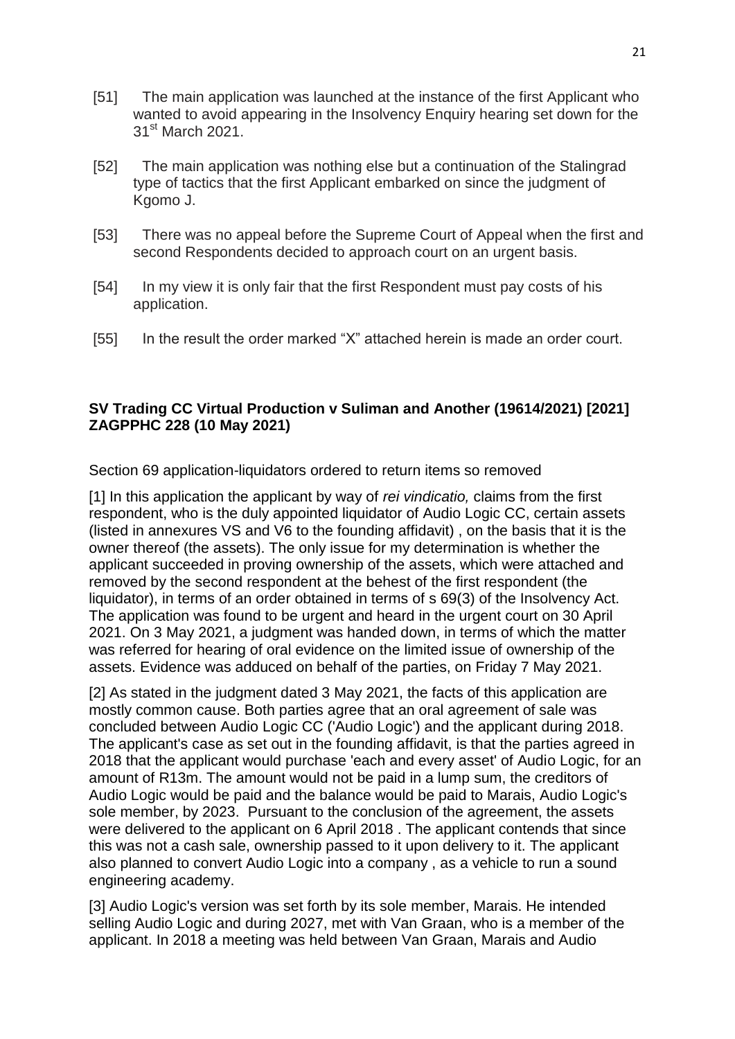[51] The main application was launched at the instance of the first Applicant who wanted to avoid appearing in the Insolvency Enquiry hearing set down for the 31st March 2021.

[52] The main application was nothing else but a continuation of the Stalingrad type of tactics that the first Applicant embarked on since the judgment of Kgomo J.

[53] There was no appeal before the Supreme Court of Appeal when the first and second Respondents decided to approach court on an urgent basis.

[54] In my view it is only fair that the first Respondent must pay costs of his application.

[55] In the result the order marked "X" attached herein is made an order court.

**SV Trading CC Virtual Production v Suliman and Another (19614/2021) [2021] ZAGPPHC 228 (10 May 2021)**

Section 69 application-liquidators ordered to return items so removed

[1] In this application the applicant by way of *rei vindicatio,* claims from the first respondent, who is the duly appointed liquidator of Audio Logic CC, certain assets (listed in annexures VS and V6 to the founding affidavit) , on the basis that it is the owner thereof (the assets). The only issue for my determination is whether the applicant succeeded in proving ownership of the assets, which were attached and removed by the second respondent at the behest of the first respondent (the liquidator), in terms of an order obtained in terms of s 69(3) of the Insolvency Act. The application was found to be urgent and heard in the urgent court on 30 April 2021. On 3 May 2021, a judgment was handed down, in terms of which the matter was referred for hearing of oral evidence on the limited issue of ownership of the assets. Evidence was adduced on behalf of the parties, on Friday 7 May 2021.

[2] As stated in the judgment dated 3 May 2021, the facts of this application are mostly common cause. Both parties agree that an oral agreement of sale was concluded between Audio Logic CC ('Audio Logic') and the applicant during 2018. The applicant's case as set out in the founding affidavit, is that the parties agreed in 2018 that the applicant would purchase 'each and every asset' of Audio Logic, for an amount of R13m. The amount would not be paid in a lump sum, the creditors of Audio Logic would be paid and the balance would be paid to Marais, Audio Logic's sole member, by 2023. Pursuant to the conclusion of the agreement, the assets were delivered to the applicant on 6 April 2018 . The applicant contends that since this was not a cash sale, ownership passed to it upon delivery to it. The applicant also planned to convert Audio Logic into a company , as a vehicle to run a sound engineering academy.

[3] Audio Logic's version was set forth by its sole member, Marais. He intended selling Audio Logic and during 2027, met with Van Graan, who is a member of the applicant. In 2018 a meeting was held between Van Graan, Marais and Audio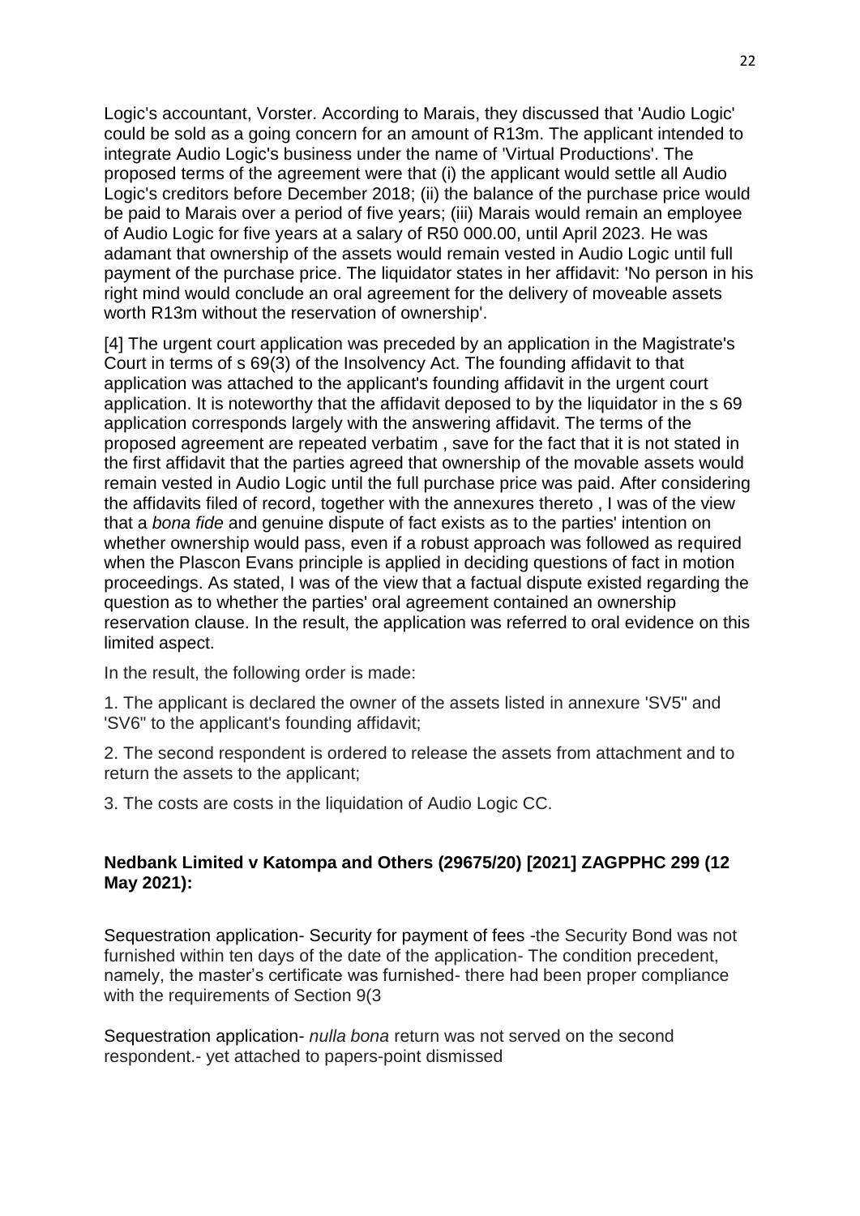Logic's accountant, Vorster. According to Marais, they discussed that 'Audio Logic' could be sold as a going concern for an amount of R13m. The applicant intended to integrate Audio Logic's business under the name of 'Virtual Productions'. The proposed terms of the agreement were that (i) the applicant would settle all Audio Logic's creditors before December 2018; (ii) the balance of the purchase price would be paid to Marais over a period of five years; (iii) Marais would remain an employee of Audio Logic for five years at a salary of R50 000.00, until April 2023. He was adamant that ownership of the assets would remain vested in Audio Logic until full payment of the purchase price. The liquidator states in her affidavit: 'No person in his right mind would conclude an oral agreement for the delivery of moveable assets worth R13m without the reservation of ownership'.

[4] The urgent court application was preceded by an application in the Magistrate's Court in terms of s 69(3) of the Insolvency Act. The founding affidavit to that application was attached to the applicant's founding affidavit in the urgent court application. It is noteworthy that the affidavit deposed to by the liquidator in the s 69 application corresponds largely with the answering affidavit. The terms of the proposed agreement are repeated verbatim , save for the fact that it is not stated in the first affidavit that the parties agreed that ownership of the movable assets would remain vested in Audio Logic until the full purchase price was paid. After considering the affidavits filed of record, together with the annexures thereto , I was of the view that a *bona fide* and genuine dispute of fact exists as to the parties' intention on whether ownership would pass, even if a robust approach was followed as required when the Plascon Evans principle is applied in deciding questions of fact in motion proceedings. As stated, I was of the view that a factual dispute existed regarding the question as to whether the parties' oral agreement contained an ownership reservation clause. In the result, the application was referred to oral evidence on this limited aspect.

In the result, the following order is made:

1. The applicant is declared the owner of the assets listed in annexure 'SV5" and 'SV6" to the applicant's founding affidavit;

2. The second respondent is ordered to release the assets from attachment and to return the assets to the applicant;

3. The costs are costs in the liquidation of Audio Logic CC.

**Nedbank Limited v Katompa and Others (29675/20) [2021] ZAGPPHC 299 (12 May 2021):**

Sequestration application- Security for payment of fees -the Security Bond was not furnished within ten days of the date of the application- The condition precedent, namely, the master's certificate was furnished- there had been proper compliance with the requirements of Section 9(3

Sequestration application- *nulla bona* return was not served on the second respondent.- yet attached to papers-point dismissed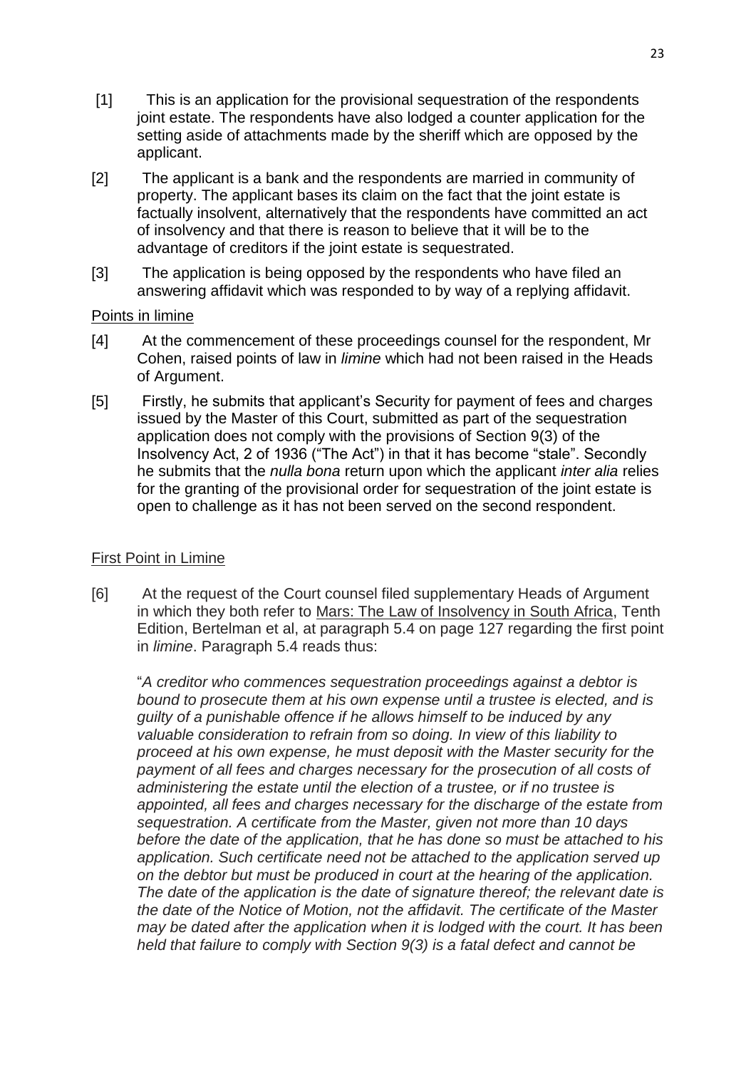[1] This is an application for the provisional sequestration of the respondents joint estate. The respondents have also lodged a counter application for the setting aside of attachments made by the sheriff which are opposed by the applicant.

[2] The applicant is a bank and the respondents are married in community of property. The applicant bases its claim on the fact that the joint estate is factually insolvent, alternatively that the respondents have committed an act of insolvency and that there is reason to believe that it will be to the advantage of creditors if the joint estate is sequestrated.

[3] The application is being opposed by the respondents who have filed an answering affidavit which was responded to by way of a replying affidavit.

Points in limine

[4] At the commencement of these proceedings counsel for the respondent, Mr Cohen, raised points of law in *limine* which had not been raised in the Heads of Argument.

[5] Firstly, he submits that applicant's Security for payment of fees and charges issued by the Master of this Court, submitted as part of the sequestration application does not comply with the provisions of Section 9(3) of the Insolvency Act, 2 of 1936 ("The Act") in that it has become "stale". Secondly he submits that the *nulla bona* return upon which the applicant *inter alia* relies for the granting of the provisional order for sequestration of the joint estate is open to challenge as it has not been served on the second respondent.

First Point in Limine

[6] At the request of the Court counsel filed supplementary Heads of Argument in which they both refer to Mars: The Law of Insolvency in South Africa, Tenth Edition, Bertelman et al, at paragraph 5.4 on page 127 regarding the first point in *limine*. Paragraph 5.4 reads thus:

"*A creditor who commences sequestration proceedings against a debtor is bound to prosecute them at his own expense until a trustee is elected, and is guilty of a punishable offence if he allows himself to be induced by any valuable consideration to refrain from so doing. In view of this liability to proceed at his own expense, he must deposit with the Master security for the payment of all fees and charges necessary for the prosecution of all costs of administering the estate until the election of a trustee, or if no trustee is appointed, all fees and charges necessary for the discharge of the estate from sequestration. A certificate from the Master, given not more than 10 days before the date of the application, that he has done so must be attached to his application. Such certificate need not be attached to the application served up on the debtor but must be produced in court at the hearing of the application. The date of the application is the date of signature thereof; the relevant date is the date of the Notice of Motion, not the affidavit. The certificate of the Master may be dated after the application when it is lodged with the court. It has been held that failure to comply with Section 9(3) is a fatal defect and cannot be*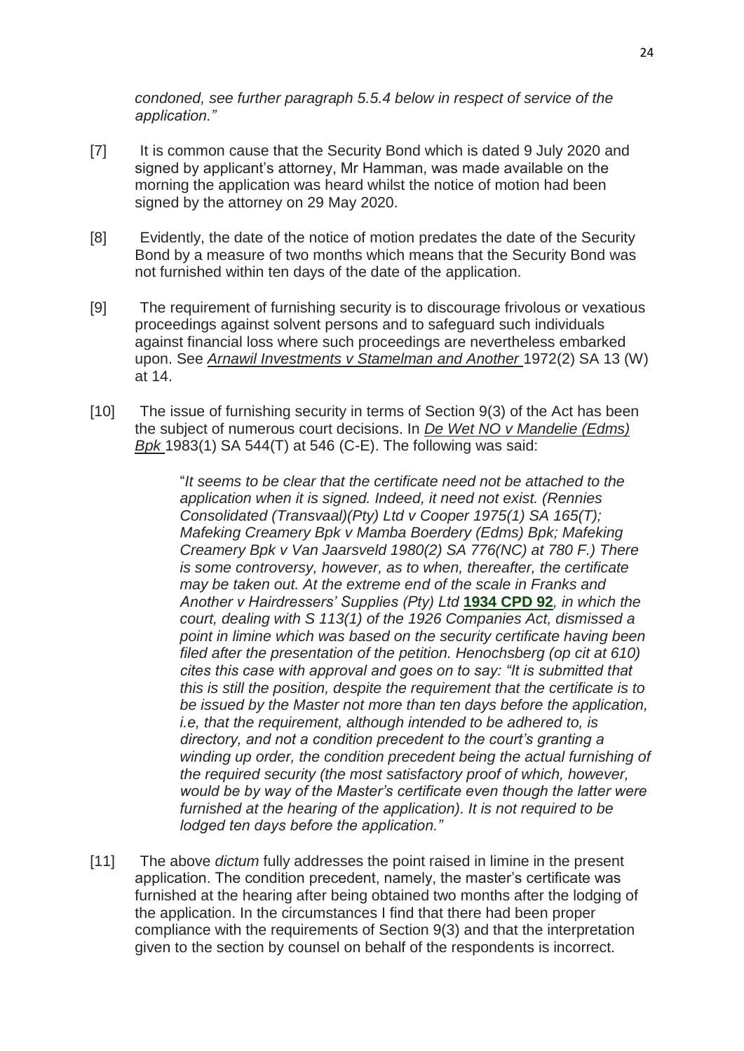*condoned, see further paragraph 5.5.4 below in respect of service of the application."*

[7] It is common cause that the Security Bond which is dated 9 July 2020 and signed by applicant's attorney, Mr Hamman, was made available on the morning the application was heard whilst the notice of motion had been signed by the attorney on 29 May 2020.

[8] Evidently, the date of the notice of motion predates the date of the Security Bond by a measure of two months which means that the Security Bond was not furnished within ten days of the date of the application.

[9] The requirement of furnishing security is to discourage frivolous or vexatious proceedings against solvent persons and to safeguard such individuals against financial loss where such proceedings are nevertheless embarked upon. See *Arnawil Investments v Stamelman and Another* 1972(2) SA 13 (W) at 14.

[10] The issue of furnishing security in terms of Section 9(3) of the Act has been the subject of numerous court decisions. In *De Wet NO v Mandelie (Edms) Bpk* 1983(1) SA 544(T) at 546 (C-E). The following was said:

> "*It seems to be clear that the certificate need not be attached to the application when it is signed. Indeed, it need not exist. (Rennies Consolidated (Transvaal)(Pty) Ltd v Cooper 1975(1) SA 165(T); Mafeking Creamery Bpk v Mamba Boerdery (Edms) Bpk; Mafeking Creamery Bpk v Van Jaarsveld 1980(2) SA 776(NC) at 780 F.) There is some controversy, however, as to when, thereafter, the certificate may be taken out. At the extreme end of the scale in Franks and Another v Hairdressers' Supplies (Pty) Ltd* **1934 CPD 92***, in which the court, dealing with S 113(1) of the 1926 Companies Act, dismissed a point in limine which was based on the security certificate having been filed after the presentation of the petition. Henochsberg (op cit at 610) cites this case with approval and goes on to say: "It is submitted that this is still the position, despite the requirement that the certificate is to be issued by the Master not more than ten days before the application, i.e, that the requirement, although intended to be adhered to, is directory, and not a condition precedent to the court's granting a winding up order, the condition precedent being the actual furnishing of the required security (the most satisfactory proof of which, however, would be by way of the Master's certificate even though the latter were furnished at the hearing of the application). It is not required to be lodged ten days before the application."*

[11] The above *dictum* fully addresses the point raised in limine in the present application. The condition precedent, namely, the master's certificate was furnished at the hearing after being obtained two months after the lodging of the application. In the circumstances I find that there had been proper compliance with the requirements of Section 9(3) and that the interpretation given to the section by counsel on behalf of the respondents is incorrect.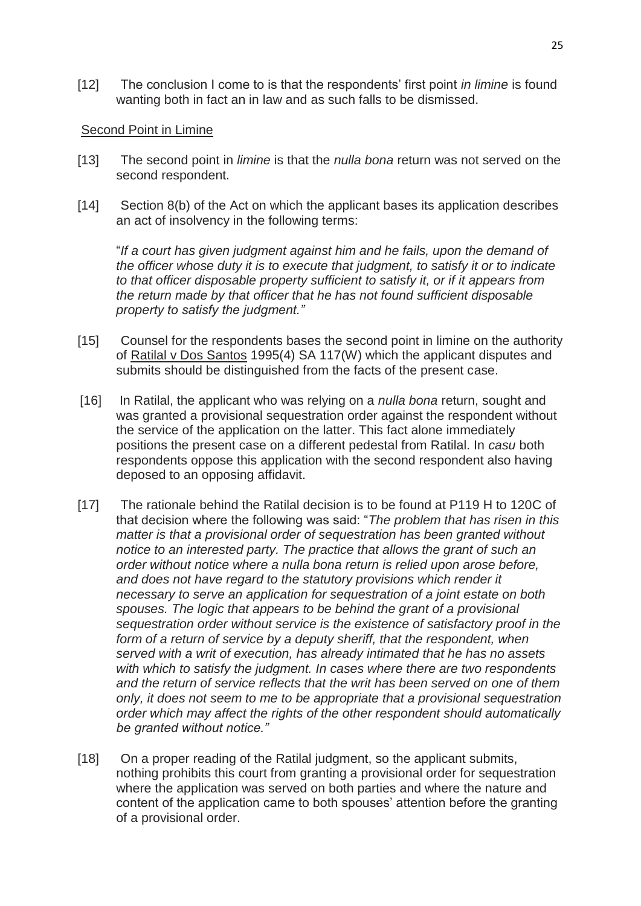[12] The conclusion I come to is that the respondents' first point *in limine* is found wanting both in fact an in law and as such falls to be dismissed.

<u>Second Point in Limine</u>

[13] The second point in *limine* is that the *nulla bona* return was not served on the second respondent.

[14] Section 8(b) of the Act on which the applicant bases its application describes an act of insolvency in the following terms:

"*If a court has given judgment against him and he fails, upon the demand of the officer whose duty it is to execute that judgment, to satisfy it or to indicate to that officer disposable property sufficient to satisfy it, or if it appears from the return made by that officer that he has not found sufficient disposable property to satisfy the judgment."*

[15] Counsel for the respondents bases the second point in limine on the authority of <u>Ratilal v Dos Santos</u> 1995(4) SA 117(W) which the applicant disputes and submits should be distinguished from the facts of the present case.

[16] In Ratilal, the applicant who was relying on a *nulla bona* return, sought and was granted a provisional sequestration order against the respondent without the service of the application on the latter. This fact alone immediately positions the present case on a different pedestal from Ratilal. In *casu* both respondents oppose this application with the second respondent also having deposed to an opposing affidavit.

[17] The rationale behind the Ratilal decision is to be found at P119 H to 120C of that decision where the following was said: "*The problem that has risen in this matter is that a provisional order of sequestration has been granted without notice to an interested party. The practice that allows the grant of such an order without notice where a nulla bona return is relied upon arose before, and does not have regard to the statutory provisions which render it necessary to serve an application for sequestration of a joint estate on both spouses. The logic that appears to be behind the grant of a provisional sequestration order without service is the existence of satisfactory proof in the form of a return of service by a deputy sheriff, that the respondent, when served with a writ of execution, has already intimated that he has no assets with which to satisfy the judgment. In cases where there are two respondents and the return of service reflects that the writ has been served on one of them only, it does not seem to me to be appropriate that a provisional sequestration order which may affect the rights of the other respondent should automatically be granted without notice."*

[18] On a proper reading of the Ratilal judgment, so the applicant submits, nothing prohibits this court from granting a provisional order for sequestration where the application was served on both parties and where the nature and content of the application came to both spouses' attention before the granting of a provisional order.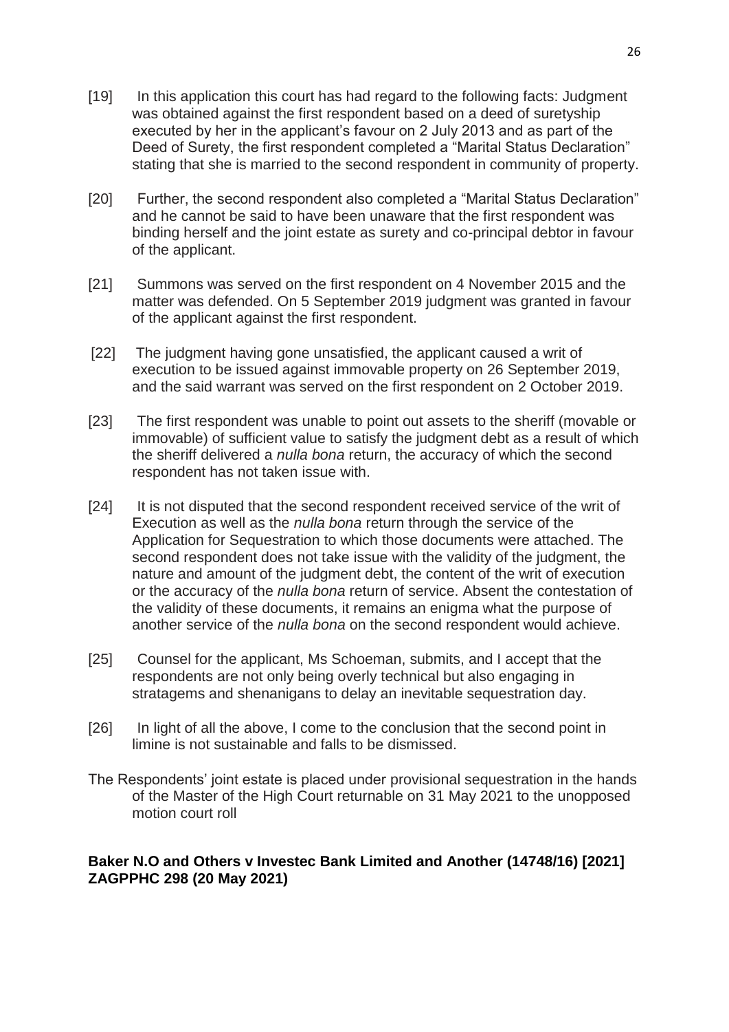[19] In this application this court has had regard to the following facts: Judgment was obtained against the first respondent based on a deed of suretyship executed by her in the applicant's favour on 2 July 2013 and as part of the Deed of Surety, the first respondent completed a "Marital Status Declaration" stating that she is married to the second respondent in community of property.

[20] Further, the second respondent also completed a "Marital Status Declaration" and he cannot be said to have been unaware that the first respondent was binding herself and the joint estate as surety and co-principal debtor in favour of the applicant.

[21] Summons was served on the first respondent on 4 November 2015 and the matter was defended. On 5 September 2019 judgment was granted in favour of the applicant against the first respondent.

[22] The judgment having gone unsatisfied, the applicant caused a writ of execution to be issued against immovable property on 26 September 2019, and the said warrant was served on the first respondent on 2 October 2019.

[23] The first respondent was unable to point out assets to the sheriff (movable or immovable) of sufficient value to satisfy the judgment debt as a result of which the sheriff delivered a *nulla bona* return, the accuracy of which the second respondent has not taken issue with.

[24] It is not disputed that the second respondent received service of the writ of Execution as well as the *nulla bona* return through the service of the Application for Sequestration to which those documents were attached. The second respondent does not take issue with the validity of the judgment, the nature and amount of the judgment debt, the content of the writ of execution or the accuracy of the *nulla bona* return of service. Absent the contestation of the validity of these documents, it remains an enigma what the purpose of another service of the *nulla bona* on the second respondent would achieve.

[25] Counsel for the applicant, Ms Schoeman, submits, and I accept that the respondents are not only being overly technical but also engaging in stratagems and shenanigans to delay an inevitable sequestration day.

[26] In light of all the above, I come to the conclusion that the second point in limine is not sustainable and falls to be dismissed.

The Respondents' joint estate is placed under provisional sequestration in the hands of the Master of the High Court returnable on 31 May 2021 to the unopposed motion court roll

**Baker N.O and Others v Investec Bank Limited and Another (14748/16) [2021] ZAGPPHC 298 (20 May 2021)**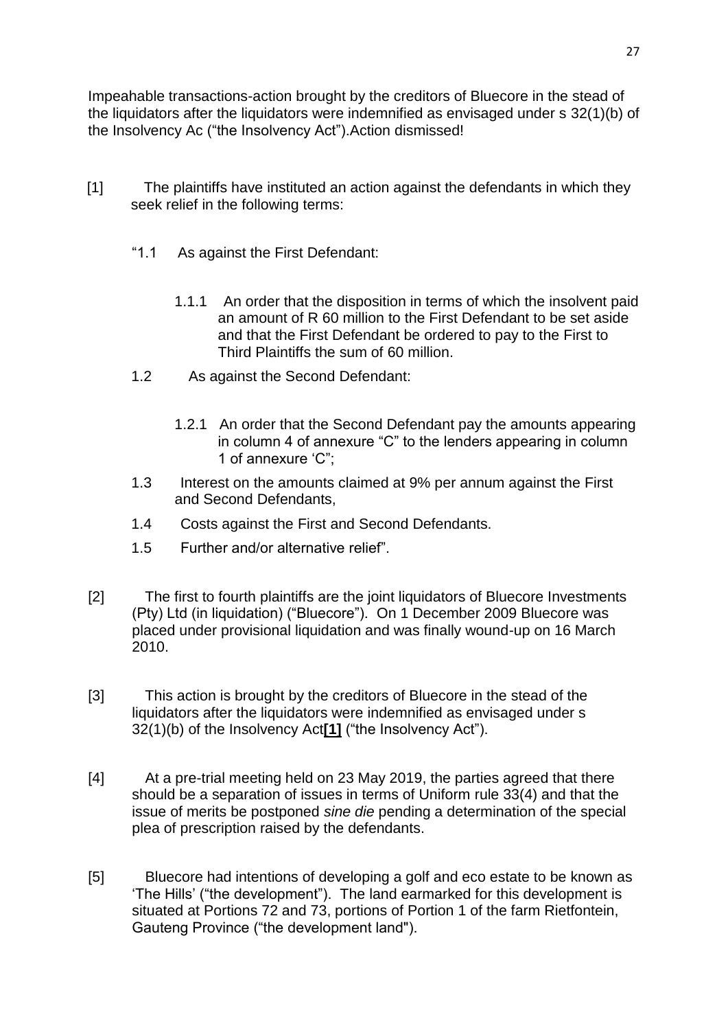Impeahable transactions-action brought by the creditors of Bluecore in the stead of the liquidators after the liquidators were indemnified as envisaged under s 32(1)(b) of the Insolvency Ac ("the Insolvency Act").Action dismissed!

[1] The plaintiffs have instituted an action against the defendants in which they seek relief in the following terms:

"1.1 As against the First Defendant:

1.1.1 An order that the disposition in terms of which the insolvent paid an amount of R 60 million to the First Defendant to be set aside and that the First Defendant be ordered to pay to the First to Third Plaintiffs the sum of 60 million.

1.2 As against the Second Defendant:

1.2.1 An order that the Second Defendant pay the amounts appearing in column 4 of annexure "C" to the lenders appearing in column 1 of annexure 'C";

1.3 Interest on the amounts claimed at 9% per annum against the First and Second Defendants,

1.4 Costs against the First and Second Defendants.

1.5 Further and/or alternative relief".

[2] The first to fourth plaintiffs are the joint liquidators of Bluecore Investments (Pty) Ltd (in liquidation) ("Bluecore"). On 1 December 2009 Bluecore was placed under provisional liquidation and was finally wound-up on 16 March 2010.

[3] This action is brought by the creditors of Bluecore in the stead of the liquidators after the liquidators were indemnified as envisaged under s 32(1)(b) of the Insolvency Act**[1]** ("the Insolvency Act").

[4] At a pre-trial meeting held on 23 May 2019, the parties agreed that there should be a separation of issues in terms of Uniform rule 33(4) and that the issue of merits be postponed *sine die* pending a determination of the special plea of prescription raised by the defendants.

[5] Bluecore had intentions of developing a golf and eco estate to be known as 'The Hills' ("the development"). The land earmarked for this development is situated at Portions 72 and 73, portions of Portion 1 of the farm Rietfontein, Gauteng Province ("the development land").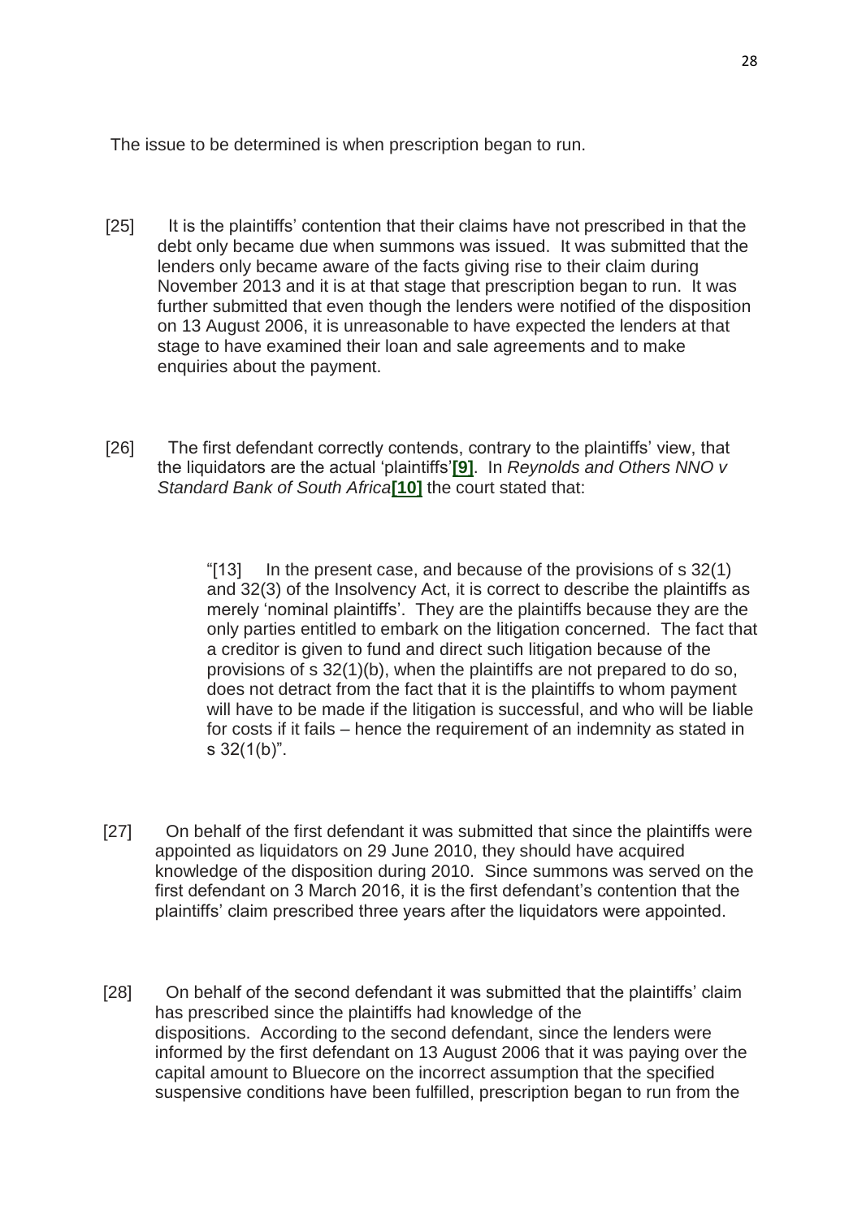The issue to be determined is when prescription began to run.

[25] It is the plaintiffs' contention that their claims have not prescribed in that the debt only became due when summons was issued. It was submitted that the lenders only became aware of the facts giving rise to their claim during November 2013 and it is at that stage that prescription began to run. It was further submitted that even though the lenders were notified of the disposition on 13 August 2006, it is unreasonable to have expected the lenders at that stage to have examined their loan and sale agreements and to make enquiries about the payment.

[26] The first defendant correctly contends, contrary to the plaintiffs' view, that the liquidators are the actual 'plaintiffs'**[9]**. In *Reynolds and Others NNO v Standard Bank of South Africa***[10]** the court stated that:

> "[13] In the present case, and because of the provisions of s 32(1) and 32(3) of the Insolvency Act, it is correct to describe the plaintiffs as merely 'nominal plaintiffs'. They are the plaintiffs because they are the only parties entitled to embark on the litigation concerned. The fact that a creditor is given to fund and direct such litigation because of the provisions of s 32(1)(b), when the plaintiffs are not prepared to do so, does not detract from the fact that it is the plaintiffs to whom payment will have to be made if the litigation is successful, and who will be liable for costs if it fails – hence the requirement of an indemnity as stated in s 32(1(b)".

[27] On behalf of the first defendant it was submitted that since the plaintiffs were appointed as liquidators on 29 June 2010, they should have acquired knowledge of the disposition during 2010. Since summons was served on the first defendant on 3 March 2016, it is the first defendant's contention that the plaintiffs' claim prescribed three years after the liquidators were appointed.

[28] On behalf of the second defendant it was submitted that the plaintiffs' claim has prescribed since the plaintiffs had knowledge of the dispositions. According to the second defendant, since the lenders were informed by the first defendant on 13 August 2006 that it was paying over the capital amount to Bluecore on the incorrect assumption that the specified suspensive conditions have been fulfilled, prescription began to run from the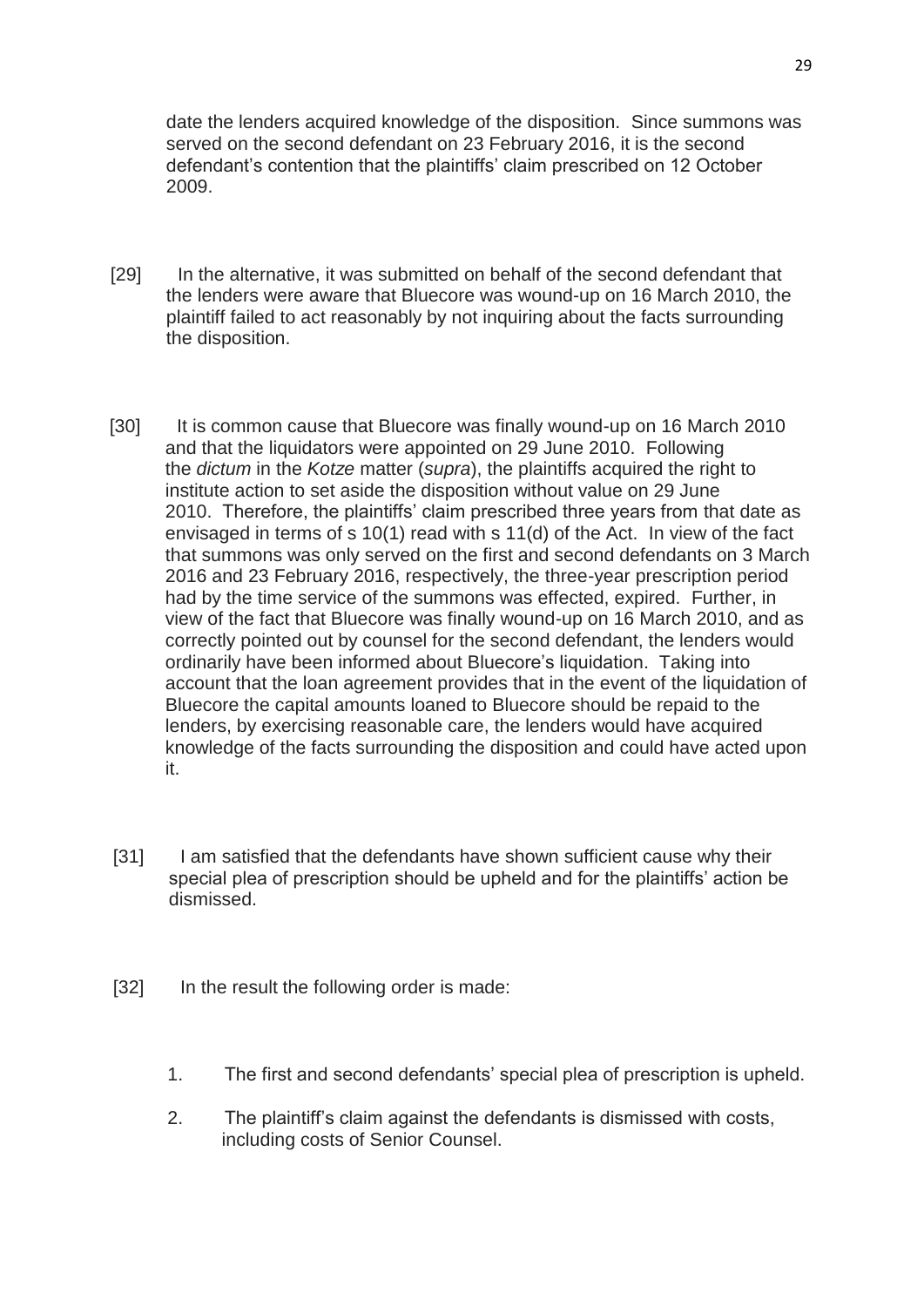date the lenders acquired knowledge of the disposition. Since summons was served on the second defendant on 23 February 2016, it is the second defendant's contention that the plaintiffs' claim prescribed on 12 October 2009.

[29] In the alternative, it was submitted on behalf of the second defendant that the lenders were aware that Bluecore was wound-up on 16 March 2010, the plaintiff failed to act reasonably by not inquiring about the facts surrounding the disposition.

[30] It is common cause that Bluecore was finally wound-up on 16 March 2010 and that the liquidators were appointed on 29 June 2010. Following the *dictum* in the *Kotze* matter (*supra*), the plaintiffs acquired the right to institute action to set aside the disposition without value on 29 June 2010. Therefore, the plaintiffs' claim prescribed three years from that date as envisaged in terms of s 10(1) read with s 11(d) of the Act. In view of the fact that summons was only served on the first and second defendants on 3 March 2016 and 23 February 2016, respectively, the three-year prescription period had by the time service of the summons was effected, expired. Further, in view of the fact that Bluecore was finally wound-up on 16 March 2010, and as correctly pointed out by counsel for the second defendant, the lenders would ordinarily have been informed about Bluecore's liquidation. Taking into account that the loan agreement provides that in the event of the liquidation of Bluecore the capital amounts loaned to Bluecore should be repaid to the lenders, by exercising reasonable care, the lenders would have acquired knowledge of the facts surrounding the disposition and could have acted upon it.

[31] I am satisfied that the defendants have shown sufficient cause why their special plea of prescription should be upheld and for the plaintiffs' action be dismissed.

[32] In the result the following order is made:

1. The first and second defendants' special plea of prescription is upheld.
2. The plaintiff's claim against the defendants is dismissed with costs, including costs of Senior Counsel.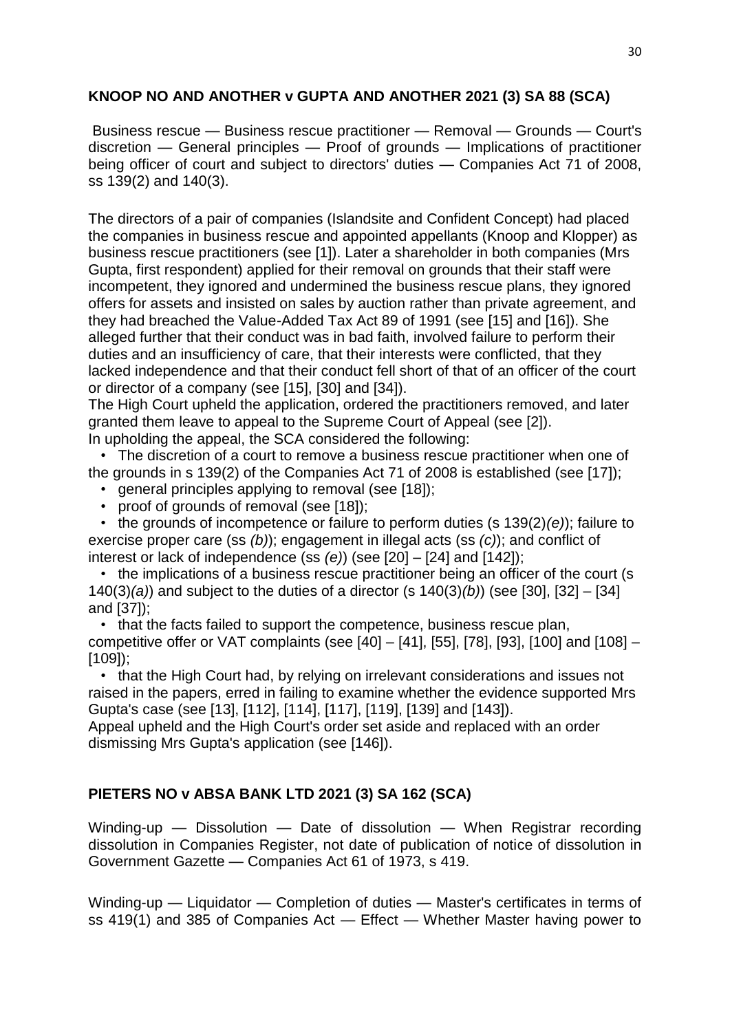**KNOOP NO AND ANOTHER v GUPTA AND ANOTHER 2021 (3) SA 88 (SCA)**

Business rescue — Business rescue practitioner — Removal — Grounds — Court's discretion — General principles — Proof of grounds — Implications of practitioner being officer of court and subject to directors' duties — Companies Act 71 of 2008, ss 139(2) and 140(3).

The directors of a pair of companies (Islandsite and Confident Concept) had placed the companies in business rescue and appointed appellants (Knoop and Klopper) as business rescue practitioners (see [1]). Later a shareholder in both companies (Mrs Gupta, first respondent) applied for their removal on grounds that their staff were incompetent, they ignored and undermined the business rescue plans, they ignored offers for assets and insisted on sales by auction rather than private agreement, and they had breached the Value-Added Tax Act 89 of 1991 (see [15] and [16]). She alleged further that their conduct was in bad faith, involved failure to perform their duties and an insufficiency of care, that their interests were conflicted, that they lacked independence and that their conduct fell short of that of an officer of the court or director of a company (see [15], [30] and [34]).

The High Court upheld the application, ordered the practitioners removed, and later granted them leave to appeal to the Supreme Court of Appeal (see [2]).

In upholding the appeal, the SCA considered the following:

- The discretion of a court to remove a business rescue practitioner when one of the grounds in s 139(2) of the Companies Act 71 of 2008 is established (see [17]);
- general principles applying to removal (see [18]);
- proof of grounds of removal (see [18]);
- the grounds of incompetence or failure to perform duties (s 139(2)*(e)*); failure to exercise proper care (ss *(b)*); engagement in illegal acts (ss *(c)*); and conflict of interest or lack of independence (ss *(e)*) (see [20] – [24] and [142]);
- the implications of a business rescue practitioner being an officer of the court (s 140(3)*(a)*) and subject to the duties of a director (s 140(3)*(b)*) (see [30], [32] – [34] and [37]);
- that the facts failed to support the competence, business rescue plan, competitive offer or VAT complaints (see [40] – [41], [55], [78], [93], [100] and [108] – [109]);
- that the High Court had, by relying on irrelevant considerations and issues not raised in the papers, erred in failing to examine whether the evidence supported Mrs Gupta's case (see [13], [112], [114], [117], [119], [139] and [143]).

Appeal upheld and the High Court's order set aside and replaced with an order dismissing Mrs Gupta's application (see [146]).

**PIETERS NO v ABSA BANK LTD 2021 (3) SA 162 (SCA)**

Winding-up — Dissolution — Date of dissolution — When Registrar recording dissolution in Companies Register, not date of publication of notice of dissolution in Government Gazette — Companies Act 61 of 1973, s 419.

Winding-up — Liquidator — Completion of duties — Master's certificates in terms of ss 419(1) and 385 of Companies Act — Effect — Whether Master having power to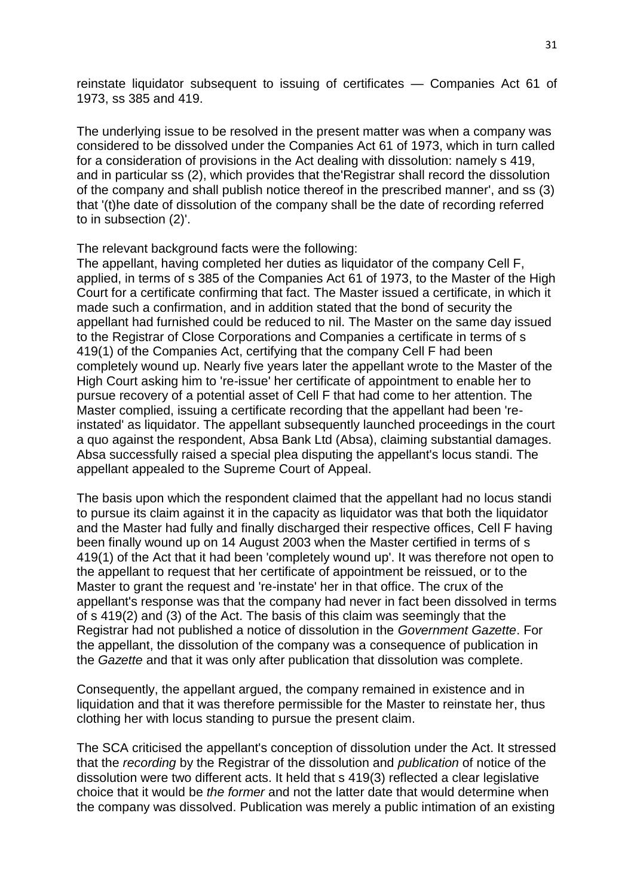reinstate liquidator subsequent to issuing of certificates — Companies Act 61 of 1973, ss 385 and 419.

The underlying issue to be resolved in the present matter was when a company was considered to be dissolved under the Companies Act 61 of 1973, which in turn called for a consideration of provisions in the Act dealing with dissolution: namely s 419, and in particular ss (2), which provides that the'Registrar shall record the dissolution of the company and shall publish notice thereof in the prescribed manner', and ss (3) that '(t)he date of dissolution of the company shall be the date of recording referred to in subsection (2)'.

The relevant background facts were the following:
The appellant, having completed her duties as liquidator of the company Cell F, applied, in terms of s 385 of the Companies Act 61 of 1973, to the Master of the High Court for a certificate confirming that fact. The Master issued a certificate, in which it made such a confirmation, and in addition stated that the bond of security the appellant had furnished could be reduced to nil. The Master on the same day issued to the Registrar of Close Corporations and Companies a certificate in terms of s 419(1) of the Companies Act, certifying that the company Cell F had been completely wound up. Nearly five years later the appellant wrote to the Master of the High Court asking him to 're-issue' her certificate of appointment to enable her to pursue recovery of a potential asset of Cell F that had come to her attention. The Master complied, issuing a certificate recording that the appellant had been 're-instated' as liquidator. The appellant subsequently launched proceedings in the court a quo against the respondent, Absa Bank Ltd (Absa), claiming substantial damages. Absa successfully raised a special plea disputing the appellant's locus standi. The appellant appealed to the Supreme Court of Appeal.

The basis upon which the respondent claimed that the appellant had no locus standi to pursue its claim against it in the capacity as liquidator was that both the liquidator and the Master had fully and finally discharged their respective offices, Cell F having been finally wound up on 14 August 2003 when the Master certified in terms of s 419(1) of the Act that it had been 'completely wound up'. It was therefore not open to the appellant to request that her certificate of appointment be reissued, or to the Master to grant the request and 're-instate' her in that office. The crux of the appellant's response was that the company had never in fact been dissolved in terms of s 419(2) and (3) of the Act. The basis of this claim was seemingly that the Registrar had not published a notice of dissolution in the *Government Gazette*. For the appellant, the dissolution of the company was a consequence of publication in the *Gazette* and that it was only after publication that dissolution was complete.

Consequently, the appellant argued, the company remained in existence and in liquidation and that it was therefore permissible for the Master to reinstate her, thus clothing her with locus standing to pursue the present claim.

The SCA criticised the appellant's conception of dissolution under the Act. It stressed that the *recording* by the Registrar of the dissolution and *publication* of notice of the dissolution were two different acts. It held that s 419(3) reflected a clear legislative choice that it would be *the former* and not the latter date that would determine when the company was dissolved. Publication was merely a public intimation of an existing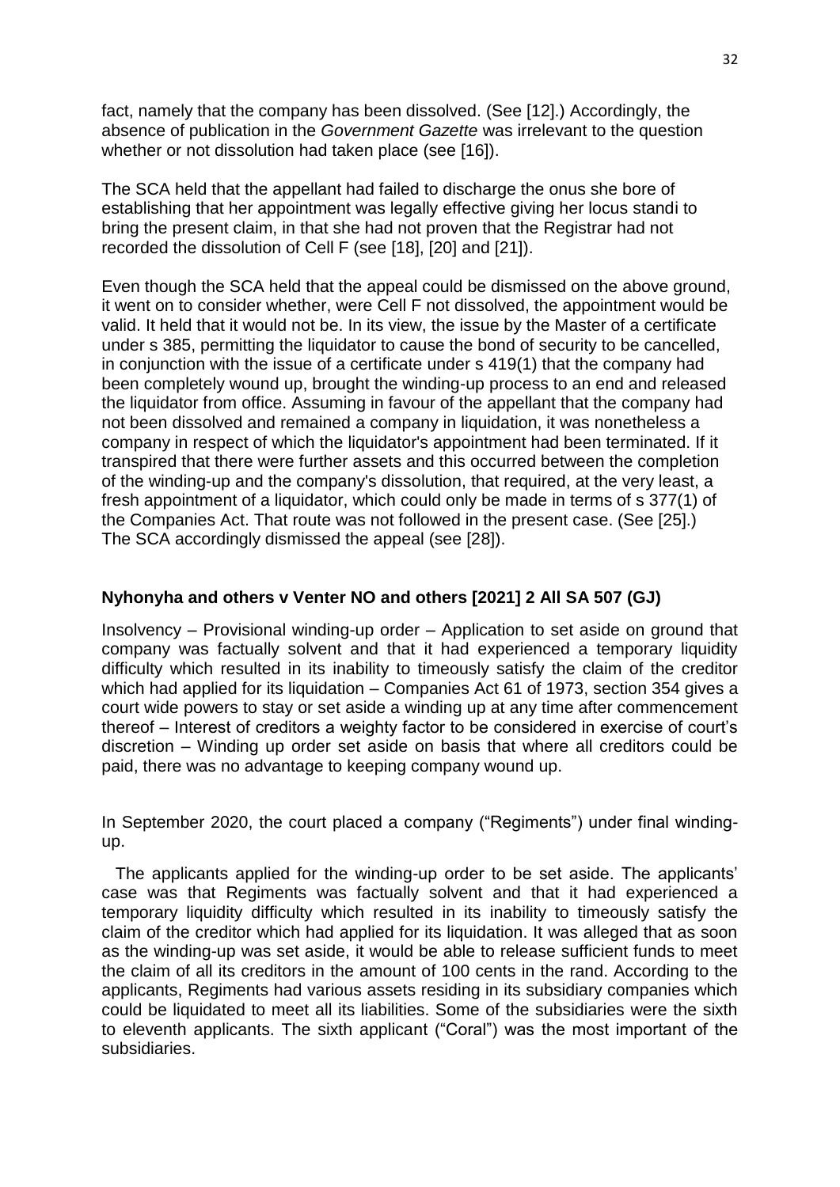fact, namely that the company has been dissolved. (See [12].) Accordingly, the absence of publication in the *Government Gazette* was irrelevant to the question whether or not dissolution had taken place (see [16]).

The SCA held that the appellant had failed to discharge the onus she bore of establishing that her appointment was legally effective giving her locus standi to bring the present claim, in that she had not proven that the Registrar had not recorded the dissolution of Cell F (see [18], [20] and [21]).

Even though the SCA held that the appeal could be dismissed on the above ground, it went on to consider whether, were Cell F not dissolved, the appointment would be valid. It held that it would not be. In its view, the issue by the Master of a certificate under s 385, permitting the liquidator to cause the bond of security to be cancelled, in conjunction with the issue of a certificate under s 419(1) that the company had been completely wound up, brought the winding-up process to an end and released the liquidator from office. Assuming in favour of the appellant that the company had not been dissolved and remained a company in liquidation, it was nonetheless a company in respect of which the liquidator's appointment had been terminated. If it transpired that there were further assets and this occurred between the completion of the winding-up and the company's dissolution, that required, at the very least, a fresh appointment of a liquidator, which could only be made in terms of s 377(1) of the Companies Act. That route was not followed in the present case. (See [25].) The SCA accordingly dismissed the appeal (see [28]).

**Nyhonyha and others v Venter NO and others [2021] 2 All SA 507 (GJ)**

Insolvency – Provisional winding-up order – Application to set aside on ground that company was factually solvent and that it had experienced a temporary liquidity difficulty which resulted in its inability to timeously satisfy the claim of the creditor which had applied for its liquidation – Companies Act 61 of 1973, section 354 gives a court wide powers to stay or set aside a winding up at any time after commencement thereof – Interest of creditors a weighty factor to be considered in exercise of court's discretion – Winding up order set aside on basis that where all creditors could be paid, there was no advantage to keeping company wound up.

In September 2020, the court placed a company ("Regiments") under final winding-up.

The applicants applied for the winding-up order to be set aside. The applicants' case was that Regiments was factually solvent and that it had experienced a temporary liquidity difficulty which resulted in its inability to timeously satisfy the claim of the creditor which had applied for its liquidation. It was alleged that as soon as the winding-up was set aside, it would be able to release sufficient funds to meet the claim of all its creditors in the amount of 100 cents in the rand. According to the applicants, Regiments had various assets residing in its subsidiary companies which could be liquidated to meet all its liabilities. Some of the subsidiaries were the sixth to eleventh applicants. The sixth applicant ("Coral") was the most important of the subsidiaries.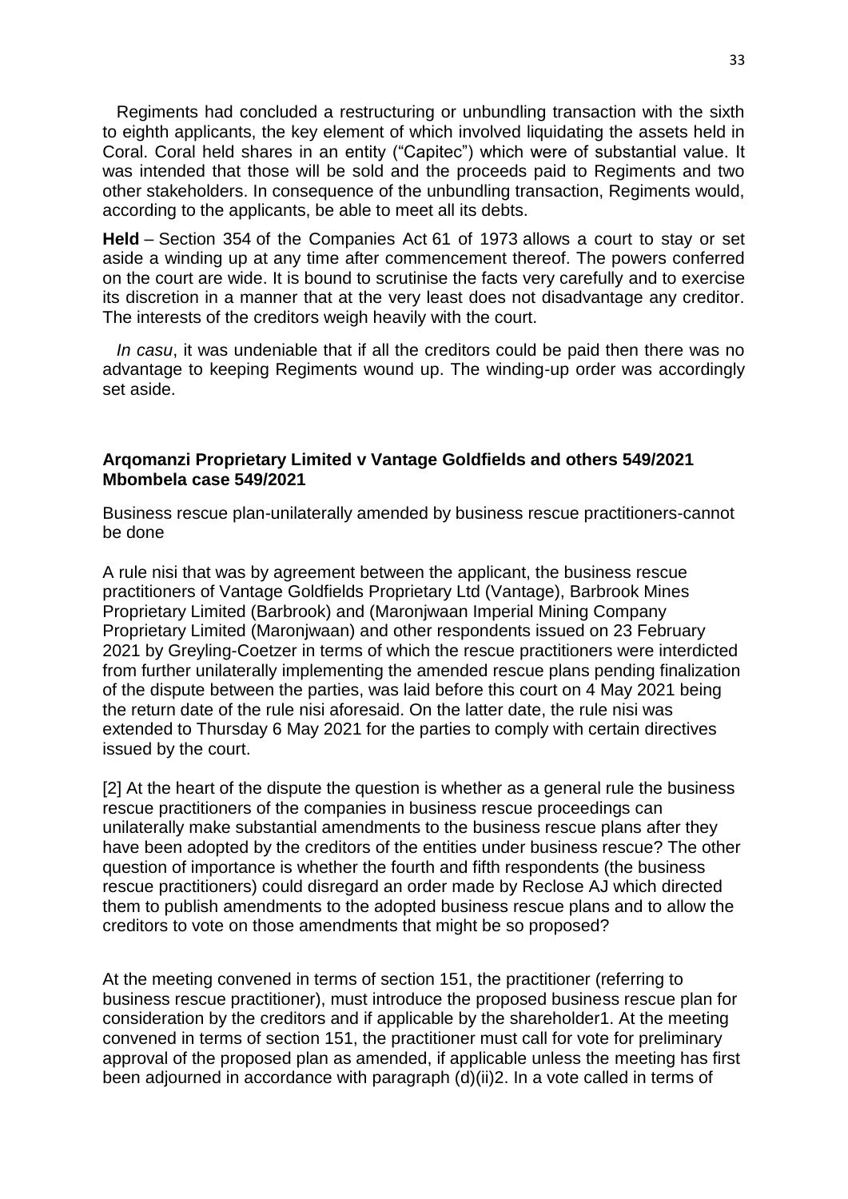Regiments had concluded a restructuring or unbundling transaction with the sixth to eighth applicants, the key element of which involved liquidating the assets held in Coral. Coral held shares in an entity ("Capitec") which were of substantial value. It was intended that those will be sold and the proceeds paid to Regiments and two other stakeholders. In consequence of the unbundling transaction, Regiments would, according to the applicants, be able to meet all its debts.

**Held** – Section 354 of the Companies Act 61 of 1973 allows a court to stay or set aside a winding up at any time after commencement thereof. The powers conferred on the court are wide. It is bound to scrutinise the facts very carefully and to exercise its discretion in a manner that at the very least does not disadvantage any creditor. The interests of the creditors weigh heavily with the court.

*In casu*, it was undeniable that if all the creditors could be paid then there was no advantage to keeping Regiments wound up. The winding-up order was accordingly set aside.

**Arqomanzi Proprietary Limited v Vantage Goldfields and others 549/2021 Mbombela case 549/2021**

Business rescue plan-unilaterally amended by business rescue practitioners-cannot be done

A rule nisi that was by agreement between the applicant, the business rescue practitioners of Vantage Goldfields Proprietary Ltd (Vantage), Barbrook Mines Proprietary Limited (Barbrook) and (Maronjwaan Imperial Mining Company Proprietary Limited (Maronjwaan) and other respondents issued on 23 February 2021 by Greyling-Coetzer in terms of which the rescue practitioners were interdicted from further unilaterally implementing the amended rescue plans pending finalization of the dispute between the parties, was laid before this court on 4 May 2021 being the return date of the rule nisi aforesaid. On the latter date, the rule nisi was extended to Thursday 6 May 2021 for the parties to comply with certain directives issued by the court.

[2] At the heart of the dispute the question is whether as a general rule the business rescue practitioners of the companies in business rescue proceedings can unilaterally make substantial amendments to the business rescue plans after they have been adopted by the creditors of the entities under business rescue? The other question of importance is whether the fourth and fifth respondents (the business rescue practitioners) could disregard an order made by Reclose AJ which directed them to publish amendments to the adopted business rescue plans and to allow the creditors to vote on those amendments that might be so proposed?

At the meeting convened in terms of section 151, the practitioner (referring to business rescue practitioner), must introduce the proposed business rescue plan for consideration by the creditors and if applicable by the shareholder[1]. At the meeting convened in terms of section 151, the practitioner must call for vote for preliminary approval of the proposed plan as amended, if applicable unless the meeting has first been adjourned in accordance with paragraph (d)(ii)[2]. In a vote called in terms of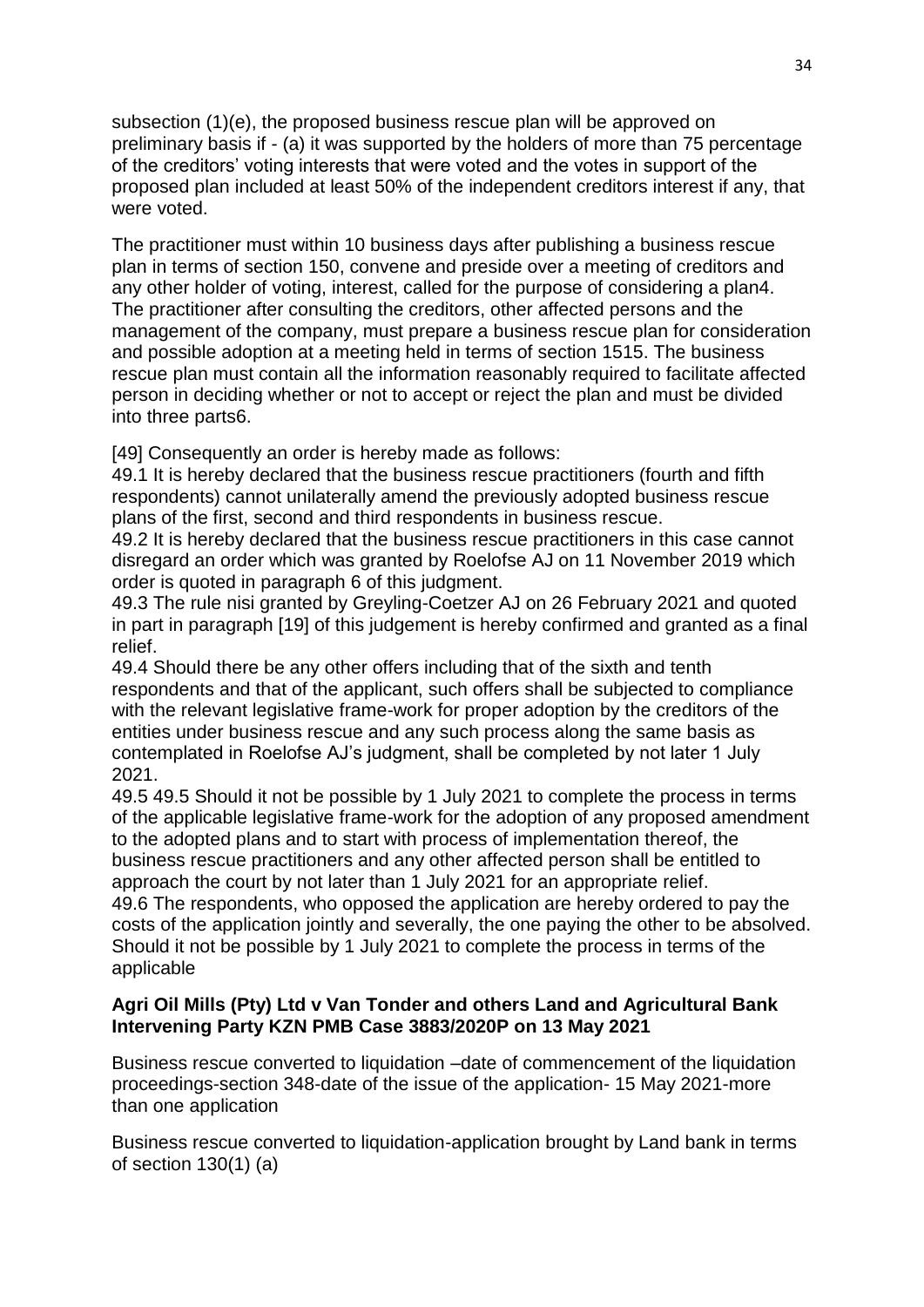subsection (1)(e), the proposed business rescue plan will be approved on preliminary basis if - (a) it was supported by the holders of more than 75 percentage of the creditors' voting interests that were voted and the votes in support of the proposed plan included at least 50% of the independent creditors interest if any, that were voted.

The practitioner must within 10 business days after publishing a business rescue plan in terms of section 150, convene and preside over a meeting of creditors and any other holder of voting, interest, called for the purpose of considering a plan4. The practitioner after consulting the creditors, other affected persons and the management of the company, must prepare a business rescue plan for consideration and possible adoption at a meeting held in terms of section 1515. The business rescue plan must contain all the information reasonably required to facilitate affected person in deciding whether or not to accept or reject the plan and must be divided into three parts6.

[49] Consequently an order is hereby made as follows:
49.1 It is hereby declared that the business rescue practitioners (fourth and fifth respondents) cannot unilaterally amend the previously adopted business rescue plans of the first, second and third respondents in business rescue.
49.2 It is hereby declared that the business rescue practitioners in this case cannot disregard an order which was granted by Roelofse AJ on 11 November 2019 which order is quoted in paragraph 6 of this judgment.
49.3 The rule nisi granted by Greyling-Coetzer AJ on 26 February 2021 and quoted in part in paragraph [19] of this judgement is hereby confirmed and granted as a final relief.
49.4 Should there be any other offers including that of the sixth and tenth respondents and that of the applicant, such offers shall be subjected to compliance with the relevant legislative frame-work for proper adoption by the creditors of the entities under business rescue and any such process along the same basis as contemplated in Roelofse AJ's judgment, shall be completed by not later 1 July 2021.
49.5 49.5 Should it not be possible by 1 July 2021 to complete the process in terms of the applicable legislative frame-work for the adoption of any proposed amendment to the adopted plans and to start with process of implementation thereof, the business rescue practitioners and any other affected person shall be entitled to approach the court by not later than 1 July 2021 for an appropriate relief.
49.6 The respondents, who opposed the application are hereby ordered to pay the costs of the application jointly and severally, the one paying the other to be absolved. Should it not be possible by 1 July 2021 to complete the process in terms of the applicable

**Agri Oil Mills (Pty) Ltd v Van Tonder and others Land and Agricultural Bank Intervening Party KZN PMB Case 3883/2020P on 13 May 2021**

Business rescue converted to liquidation –date of commencement of the liquidation proceedings-section 348-date of the issue of the application- 15 May 2021-more than one application

Business rescue converted to liquidation-application brought by Land bank in terms of section 130(1) (a)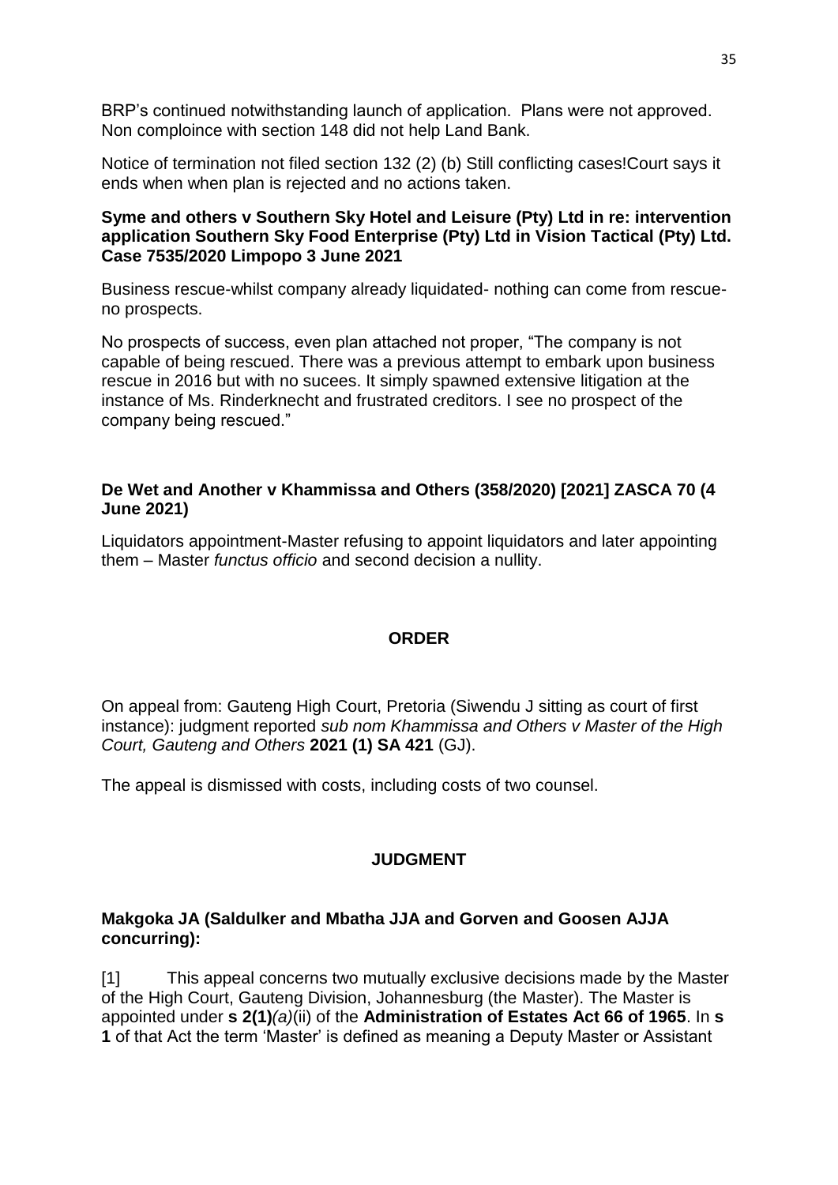BRP's continued notwithstanding launch of application. Plans were not approved. Non comploince with section 148 did not help Land Bank.

Notice of termination not filed section 132 (2) (b) Still conflicting cases!Court says it ends when when plan is rejected and no actions taken.

**Syme and others v Southern Sky Hotel and Leisure (Pty) Ltd in re: intervention application Southern Sky Food Enterprise (Pty) Ltd in Vision Tactical (Pty) Ltd. Case 7535/2020 Limpopo 3 June 2021**

Business rescue-whilst company already liquidated- nothing can come from rescue- no prospects.

No prospects of success, even plan attached not proper, "The company is not capable of being rescued. There was a previous attempt to embark upon business rescue in 2016 but with no sucees. It simply spawned extensive litigation at the instance of Ms. Rinderknecht and frustrated creditors. I see no prospect of the company being rescued."

**De Wet and Another v Khammissa and Others (358/2020) [2021] ZASCA 70 (4 June 2021)**

Liquidators appointment-Master refusing to appoint liquidators and later appointing them – Master *functus officio* and second decision a nullity.

**ORDER**

On appeal from: Gauteng High Court, Pretoria (Siwendu J sitting as court of first instance): judgment reported *sub nom Khammissa and Others v Master of the High Court, Gauteng and Others* **2021 (1) SA 421** (GJ).

The appeal is dismissed with costs, including costs of two counsel.

**JUDGMENT**

**Makgoka JA (Saldulker and Mbatha JJA and Gorven and Goosen AJJA concurring):**

[1] This appeal concerns two mutually exclusive decisions made by the Master of the High Court, Gauteng Division, Johannesburg (the Master). The Master is appointed under **s 2(1)***(a)*(ii) of the **Administration of Estates Act 66 of 1965**. In **s 1** of that Act the term 'Master' is defined as meaning a Deputy Master or Assistant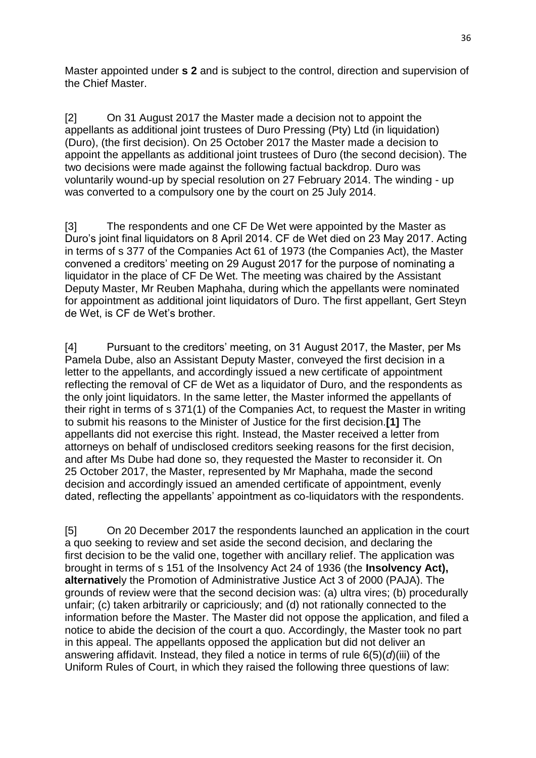Master appointed under **s 2** and is subject to the control, direction and supervision of the Chief Master.

[2] On 31 August 2017 the Master made a decision not to appoint the appellants as additional joint trustees of Duro Pressing (Pty) Ltd (in liquidation) (Duro), (the first decision). On 25 October 2017 the Master made a decision to appoint the appellants as additional joint trustees of Duro (the second decision). The two decisions were made against the following factual backdrop. Duro was voluntarily wound-up by special resolution on 27 February 2014. The winding - up was converted to a compulsory one by the court on 25 July 2014.

[3] The respondents and one CF De Wet were appointed by the Master as Duro's joint final liquidators on 8 April 2014. CF de Wet died on 23 May 2017. Acting in terms of s 377 of the Companies Act 61 of 1973 (the Companies Act), the Master convened a creditors' meeting on 29 August 2017 for the purpose of nominating a liquidator in the place of CF De Wet. The meeting was chaired by the Assistant Deputy Master, Mr Reuben Maphaha, during which the appellants were nominated for appointment as additional joint liquidators of Duro. The first appellant, Gert Steyn de Wet, is CF de Wet's brother.

[4] Pursuant to the creditors' meeting, on 31 August 2017, the Master, per Ms Pamela Dube, also an Assistant Deputy Master, conveyed the first decision in a letter to the appellants, and accordingly issued a new certificate of appointment reflecting the removal of CF de Wet as a liquidator of Duro, and the respondents as the only joint liquidators. In the same letter, the Master informed the appellants of their right in terms of s 371(1) of the Companies Act, to request the Master in writing to submit his reasons to the Minister of Justice for the first decision.**[1]** The appellants did not exercise this right. Instead, the Master received a letter from attorneys on behalf of undisclosed creditors seeking reasons for the first decision, and after Ms Dube had done so, they requested the Master to reconsider it. On 25 October 2017, the Master, represented by Mr Maphaha, made the second decision and accordingly issued an amended certificate of appointment, evenly dated, reflecting the appellants' appointment as co-liquidators with the respondents.

[5] On 20 December 2017 the respondents launched an application in the court a quo seeking to review and set aside the second decision, and declaring the first decision to be the valid one, together with ancillary relief. The application was brought in terms of s 151 of the Insolvency Act 24 of 1936 (the **Insolvency Act), alternative**ly the Promotion of Administrative Justice Act 3 of 2000 (PAJA). The grounds of review were that the second decision was: (a) ultra vires; (b) procedurally unfair; (c) taken arbitrarily or capriciously; and (d) not rationally connected to the information before the Master. The Master did not oppose the application, and filed a notice to abide the decision of the court a quo. Accordingly, the Master took no part in this appeal. The appellants opposed the application but did not deliver an answering affidavit. Instead, they filed a notice in terms of rule 6(5)(*d*)(iii) of the Uniform Rules of Court, in which they raised the following three questions of law: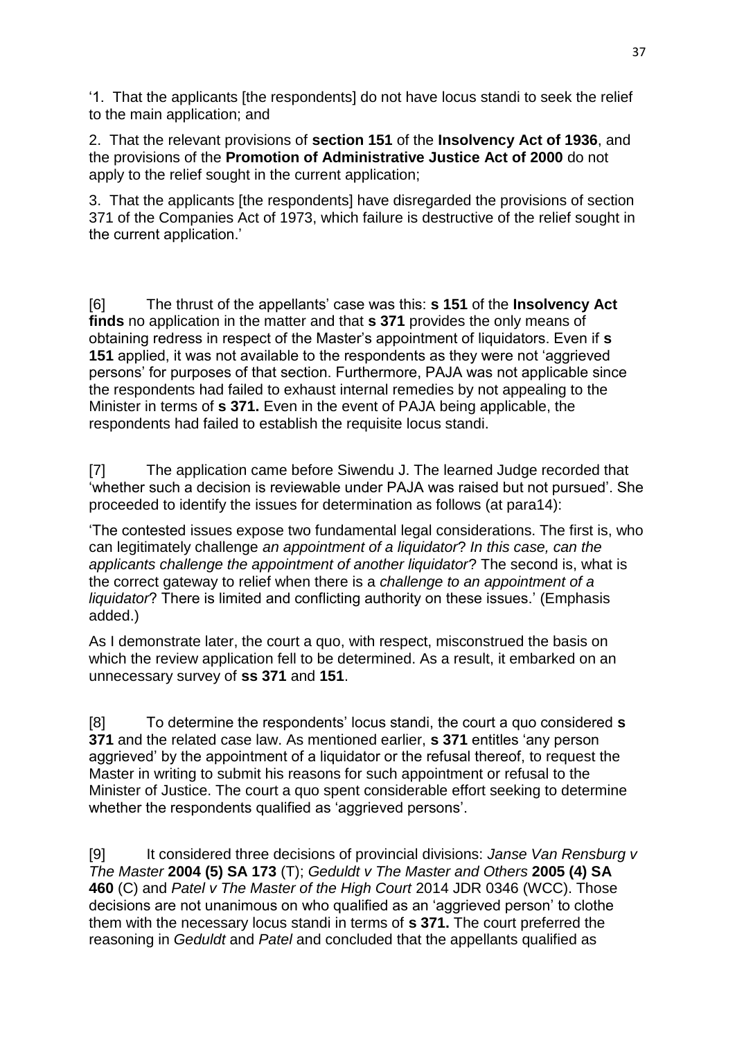'1. That the applicants [the respondents] do not have locus standi to seek the relief to the main application; and

2. That the relevant provisions of **section 151** of the **Insolvency Act of 1936**, and the provisions of the **Promotion of Administrative Justice Act of 2000** do not apply to the relief sought in the current application;

3. That the applicants [the respondents] have disregarded the provisions of section 371 of the Companies Act of 1973, which failure is destructive of the relief sought in the current application.'

[6] The thrust of the appellants' case was this: **s 151** of the **Insolvency Act finds** no application in the matter and that **s 371** provides the only means of obtaining redress in respect of the Master's appointment of liquidators. Even if **s 151** applied, it was not available to the respondents as they were not 'aggrieved persons' for purposes of that section. Furthermore, PAJA was not applicable since the respondents had failed to exhaust internal remedies by not appealing to the Minister in terms of **s 371.** Even in the event of PAJA being applicable, the respondents had failed to establish the requisite locus standi.

[7] The application came before Siwendu J. The learned Judge recorded that 'whether such a decision is reviewable under PAJA was raised but not pursued'. She proceeded to identify the issues for determination as follows (at para14):

'The contested issues expose two fundamental legal considerations. The first is, who can legitimately challenge *an appointment of a liquidator*? *In this case, can the applicants challenge the appointment of another liquidator*? The second is, what is the correct gateway to relief when there is a *challenge to an appointment of a liquidator*? There is limited and conflicting authority on these issues.' (Emphasis added.)

As I demonstrate later, the court a quo, with respect, misconstrued the basis on which the review application fell to be determined. As a result, it embarked on an unnecessary survey of **ss 371** and **151**.

[8] To determine the respondents' locus standi, the court a quo considered **s 371** and the related case law. As mentioned earlier, **s 371** entitles 'any person aggrieved' by the appointment of a liquidator or the refusal thereof, to request the Master in writing to submit his reasons for such appointment or refusal to the Minister of Justice. The court a quo spent considerable effort seeking to determine whether the respondents qualified as 'aggrieved persons'.

[9] It considered three decisions of provincial divisions: *Janse Van Rensburg v The Master* **2004 (5) SA 173** (T); *Geduldt v The Master and Others* **2005 (4) SA 460** (C) and *Patel v The Master of the High Court* 2014 JDR 0346 (WCC). Those decisions are not unanimous on who qualified as an 'aggrieved person' to clothe them with the necessary locus standi in terms of **s 371.** The court preferred the reasoning in *Geduldt* and *Patel* and concluded that the appellants qualified as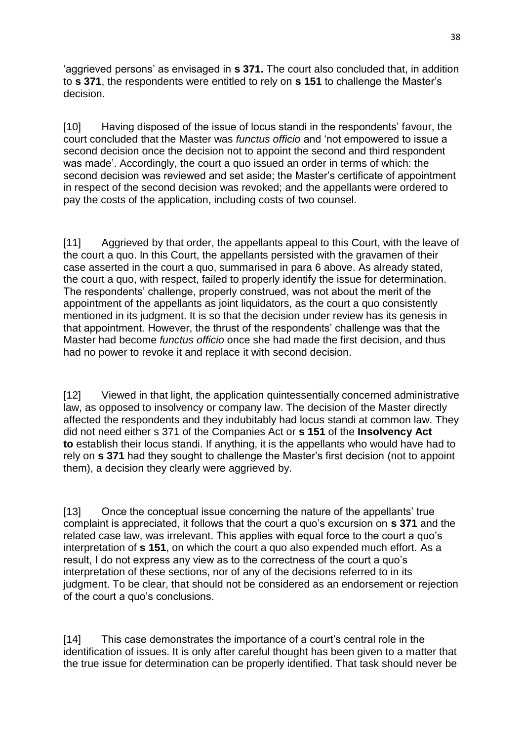'aggrieved persons' as envisaged in **s 371.** The court also concluded that, in addition to **s 371**, the respondents were entitled to rely on **s 151** to challenge the Master's decision.

[10] Having disposed of the issue of locus standi in the respondents' favour, the court concluded that the Master was *functus officio* and 'not empowered to issue a second decision once the decision not to appoint the second and third respondent was made'. Accordingly, the court a quo issued an order in terms of which: the second decision was reviewed and set aside; the Master's certificate of appointment in respect of the second decision was revoked; and the appellants were ordered to pay the costs of the application, including costs of two counsel.

[11] Aggrieved by that order, the appellants appeal to this Court, with the leave of the court a quo. In this Court, the appellants persisted with the gravamen of their case asserted in the court a quo, summarised in para 6 above. As already stated, the court a quo, with respect, failed to properly identify the issue for determination. The respondents' challenge, properly construed, was not about the merit of the appointment of the appellants as joint liquidators, as the court a quo consistently mentioned in its judgment. It is so that the decision under review has its genesis in that appointment. However, the thrust of the respondents' challenge was that the Master had become *functus officio* once she had made the first decision, and thus had no power to revoke it and replace it with second decision.

[12] Viewed in that light, the application quintessentially concerned administrative law, as opposed to insolvency or company law. The decision of the Master directly affected the respondents and they indubitably had locus standi at common law. They did not need either s 371 of the Companies Act or **s 151** of the **Insolvency Act to** establish their locus standi. If anything, it is the appellants who would have had to rely on **s 371** had they sought to challenge the Master's first decision (not to appoint them), a decision they clearly were aggrieved by.

[13] Once the conceptual issue concerning the nature of the appellants' true complaint is appreciated, it follows that the court a quo's excursion on **s 371** and the related case law, was irrelevant. This applies with equal force to the court a quo's interpretation of **s 151**, on which the court a quo also expended much effort. As a result, I do not express any view as to the correctness of the court a quo's interpretation of these sections, nor of any of the decisions referred to in its judgment. To be clear, that should not be considered as an endorsement or rejection of the court a quo's conclusions.

[14] This case demonstrates the importance of a court's central role in the identification of issues. It is only after careful thought has been given to a matter that the true issue for determination can be properly identified. That task should never be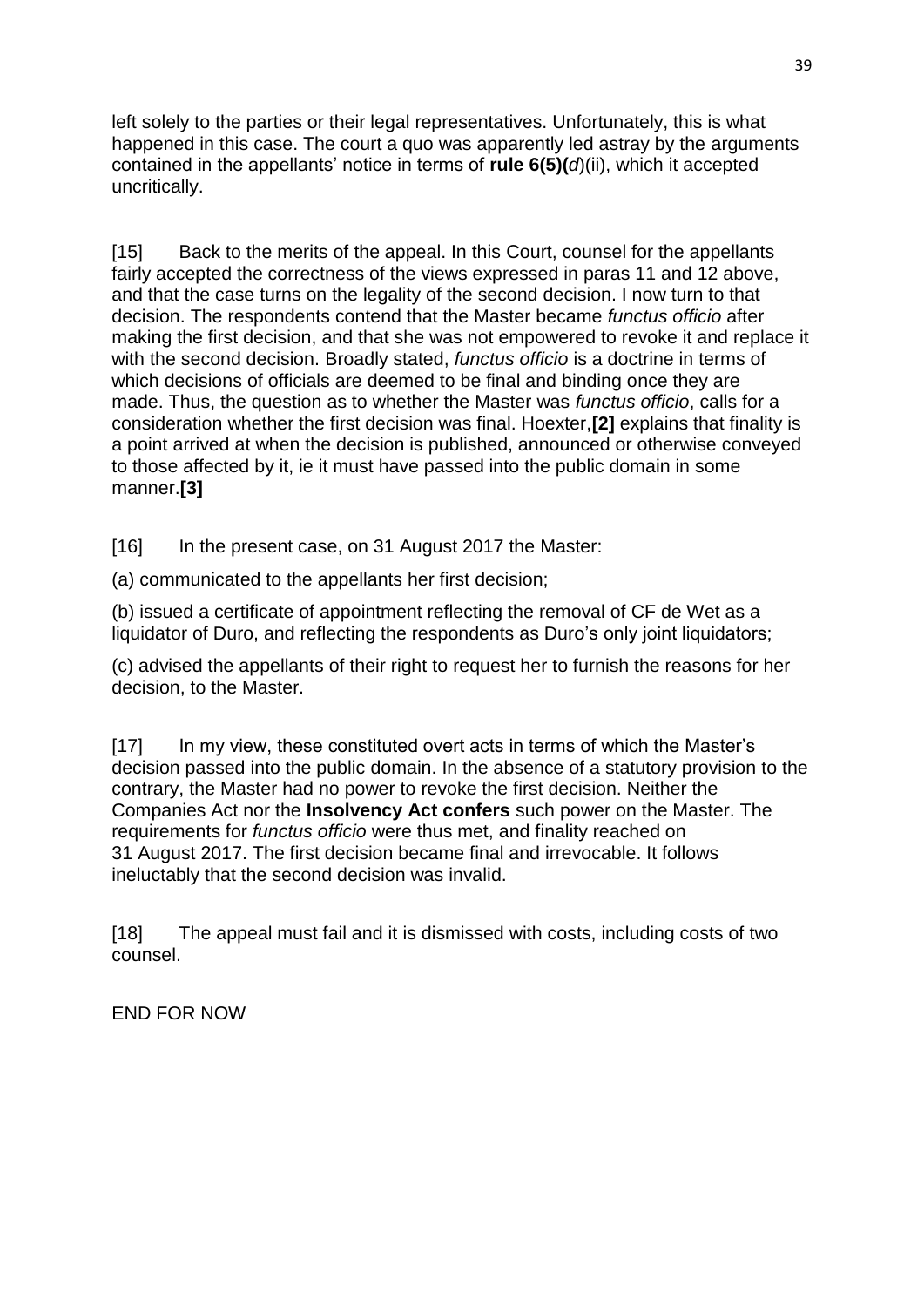left solely to the parties or their legal representatives. Unfortunately, this is what happened in this case. The court a quo was apparently led astray by the arguments contained in the appellants' notice in terms of **rule 6(5)(***d***)(ii)**, which it accepted uncritically.

[15] Back to the merits of the appeal. In this Court, counsel for the appellants fairly accepted the correctness of the views expressed in paras 11 and 12 above, and that the case turns on the legality of the second decision. I now turn to that decision. The respondents contend that the Master became *functus officio* after making the first decision, and that she was not empowered to revoke it and replace it with the second decision. Broadly stated, *functus officio* is a doctrine in terms of which decisions of officials are deemed to be final and binding once they are made. Thus, the question as to whether the Master was *functus officio*, calls for a consideration whether the first decision was final. Hoexter,**[2]** explains that finality is a point arrived at when the decision is published, announced or otherwise conveyed to those affected by it, ie it must have passed into the public domain in some manner.**[3]**

[16] In the present case, on 31 August 2017 the Master:

(a) communicated to the appellants her first decision;

(b) issued a certificate of appointment reflecting the removal of CF de Wet as a liquidator of Duro, and reflecting the respondents as Duro's only joint liquidators;

(c) advised the appellants of their right to request her to furnish the reasons for her decision, to the Master.

[17] In my view, these constituted overt acts in terms of which the Master's decision passed into the public domain. In the absence of a statutory provision to the contrary, the Master had no power to revoke the first decision. Neither the Companies Act nor the **Insolvency Act confers** such power on the Master. The requirements for *functus officio* were thus met, and finality reached on 31 August 2017. The first decision became final and irrevocable. It follows ineluctably that the second decision was invalid.

[18] The appeal must fail and it is dismissed with costs, including costs of two counsel.

END FOR NOW